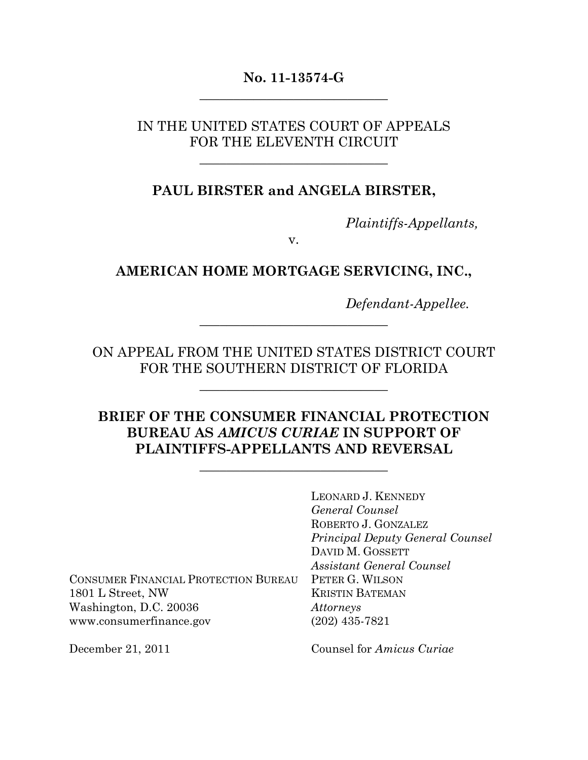**No. 11-13574-G**

---

IN THE UNITED STATES COURT OF APPEALS
FOR THE ELEVENTH CIRCUIT

---

**PAUL BIRSTER and ANGELA BIRSTER,**

*Plaintiffs-Appellants,*

v.

**AMERICAN HOME MORTGAGE SERVICING, INC.,**

*Defendant-Appellee.*

---

ON APPEAL FROM THE UNITED STATES DISTRICT COURT
FOR THE SOUTHERN DISTRICT OF FLORIDA

---

**BRIEF OF THE CONSUMER FINANCIAL PROTECTION BUREAU AS *AMICUS CURIAE* IN SUPPORT OF PLAINTIFFS-APPELLANTS AND REVERSAL**

---

LEONARD J. KENNEDY
*General Counsel*
ROBERTO J. GONZALEZ
*Principal Deputy General Counsel*
DAVID M. GOSSETT
*Assistant General Counsel*
PETER G. WILSON
KRISTIN BATEMAN
*Attorneys*
(202) 435-7821

Counsel for *Amicus Curiae*

CONSUMER FINANCIAL PROTECTION BUREAU
1801 L Street, NW
Washington, D.C. 20036
www.consumerfinance.gov

December 21, 2011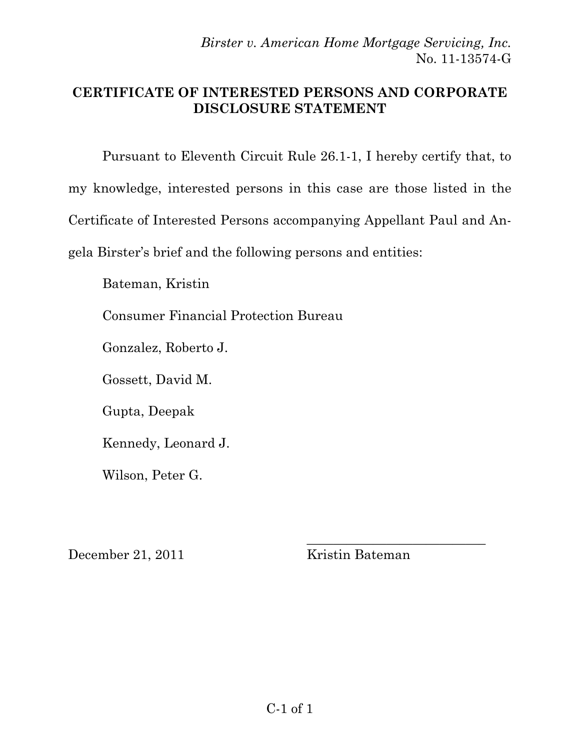*Birster v. American Home Mortgage Servicing, Inc.*
No. 11-13574-G

## CERTIFICATE OF INTERESTED PERSONS AND CORPORATE DISCLOSURE STATEMENT

Pursuant to Eleventh Circuit Rule 26.1-1, I hereby certify that, to my knowledge, interested persons in this case are those listed in the Certificate of Interested Persons accompanying Appellant Paul and Angela Birster's brief and the following persons and entities:

Bateman, Kristin

Consumer Financial Protection Bureau

Gonzalez, Roberto J.

Gossett, David M.

Gupta, Deepak

Kennedy, Leonard J.

Wilson, Peter G.

December 21, 2011

\_\_\_\_\_\_\_\_\_\_\_\_\_\_\_\_\_\_\_\_\_\_\_\_\_\_\_\_
Kristin Bateman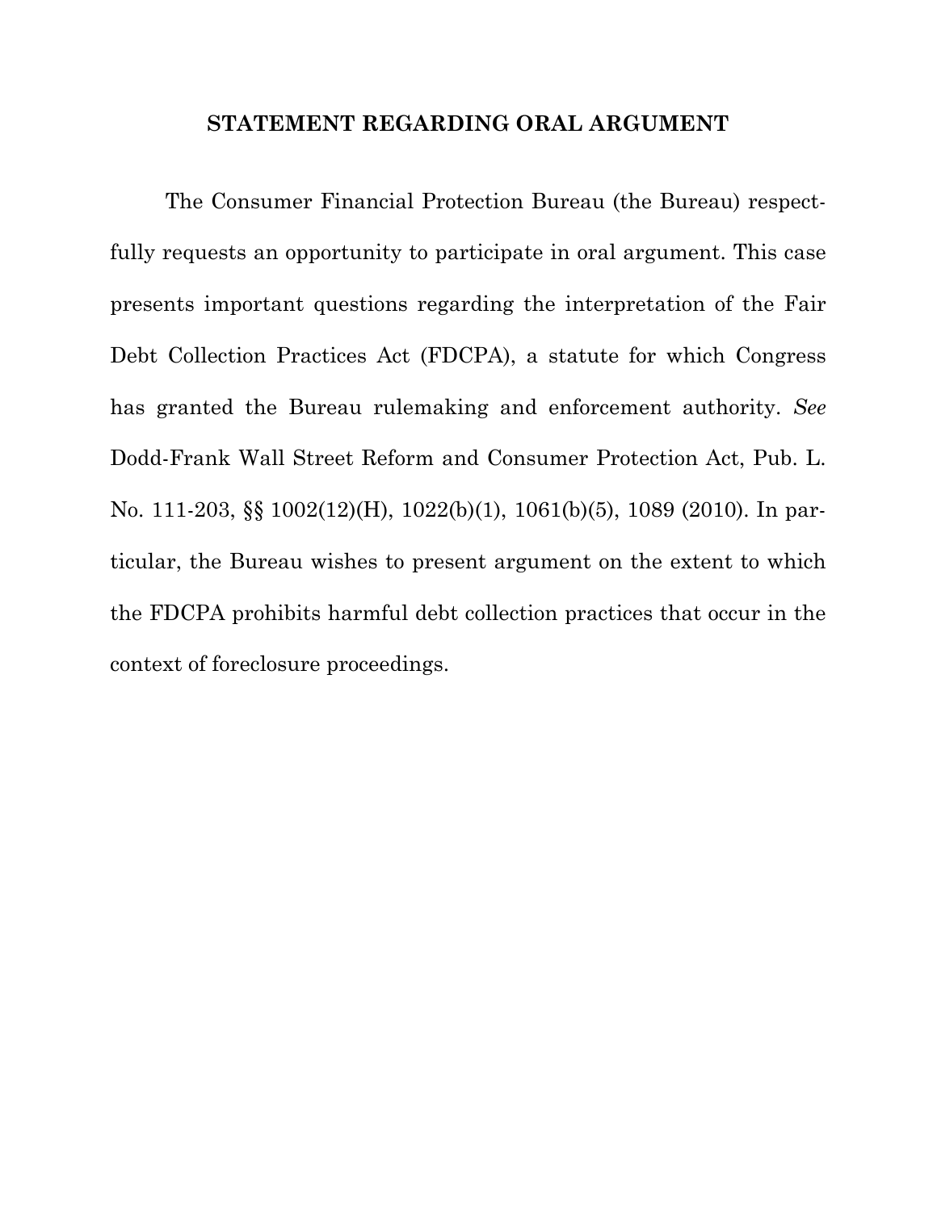## STATEMENT REGARDING ORAL ARGUMENT

The Consumer Financial Protection Bureau (the Bureau) respectfully requests an opportunity to participate in oral argument. This case presents important questions regarding the interpretation of the Fair Debt Collection Practices Act (FDCPA), a statute for which Congress has granted the Bureau rulemaking and enforcement authority. *See* Dodd-Frank Wall Street Reform and Consumer Protection Act, Pub. L. No. 111-203, §§ 1002(12)(H), 1022(b)(1), 1061(b)(5), 1089 (2010). In particular, the Bureau wishes to present argument on the extent to which the FDCPA prohibits harmful debt collection practices that occur in the context of foreclosure proceedings.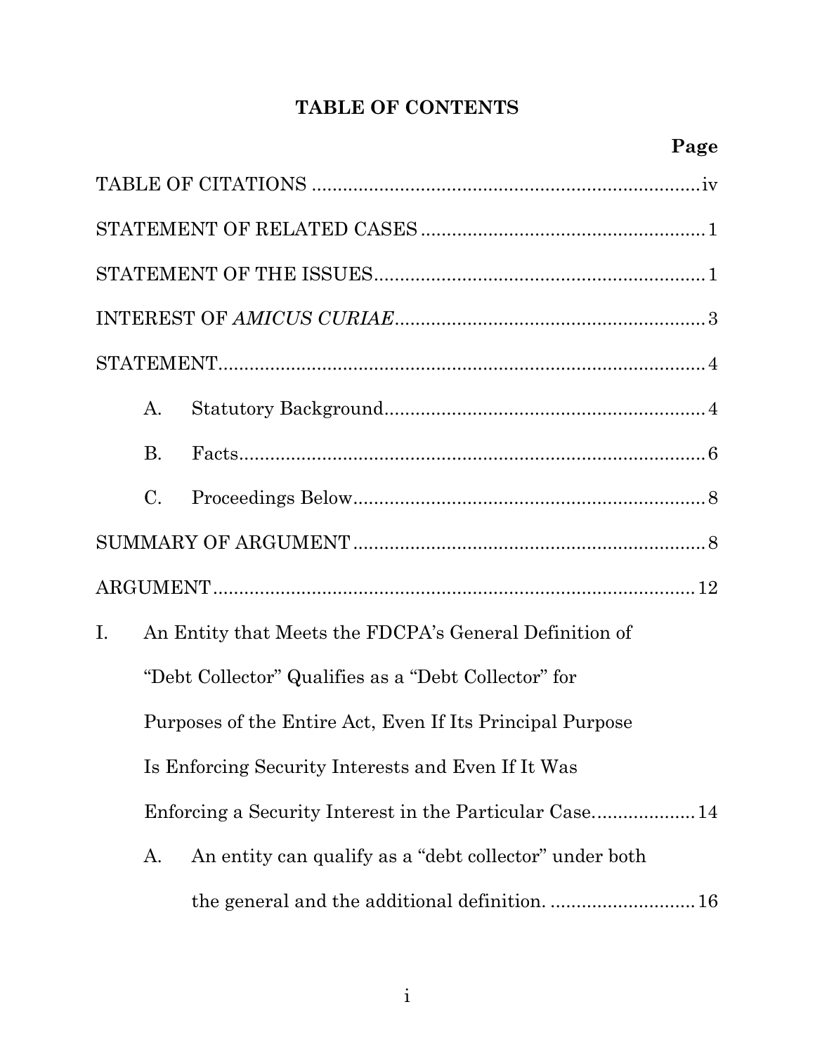# TABLE OF CONTENTS

| | Page |
|---|---|
| TABLE OF CITATIONS | iv |
| STATEMENT OF RELATED CASES | 1 |
| STATEMENT OF THE ISSUES | 1 |
| INTEREST OF *AMICUS CURIAE* | 3 |
| STATEMENT | 4 |
| A. Statutory Background | 4 |
| B. Facts | 6 |
| C. Proceedings Below | 8 |
| SUMMARY OF ARGUMENT | 8 |
| ARGUMENT | 12 |
| I. An Entity that Meets the FDCPA's General Definition of "Debt Collector" Qualifies as a "Debt Collector" for Purposes of the Entire Act, Even If Its Principal Purpose Is Enforcing Security Interests and Even If It Was Enforcing a Security Interest in the Particular Case. | 14 |
| A. An entity can qualify as a "debt collector" under both the general and the additional definition. | 16 |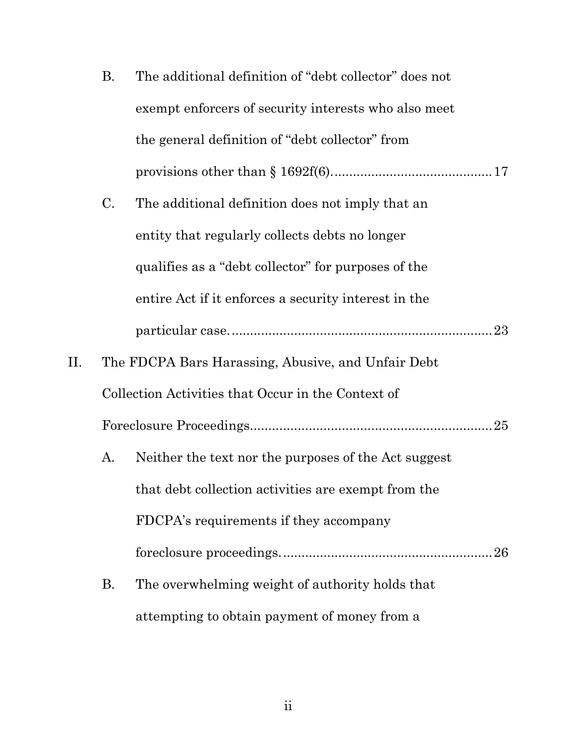B. The additional definition of "debt collector" does not exempt enforcers of security interests who also meet the general definition of "debt collector" from provisions other than § 1692f(6)........................................... 17

C. The additional definition does not imply that an entity that regularly collects debts no longer qualifies as a "debt collector" for purposes of the entire Act if it enforces a security interest in the particular case........................................................................ 23

II. The FDCPA Bars Harassing, Abusive, and Unfair Debt Collection Activities that Occur in the Context of Foreclosure Proceedings................................................................ 25

A. Neither the text nor the purposes of the Act suggest that debt collection activities are exempt from the FDCPA's requirements if they accompany foreclosure proceedings......................................................... 26

B. The overwhelming weight of authority holds that attempting to obtain payment of money from a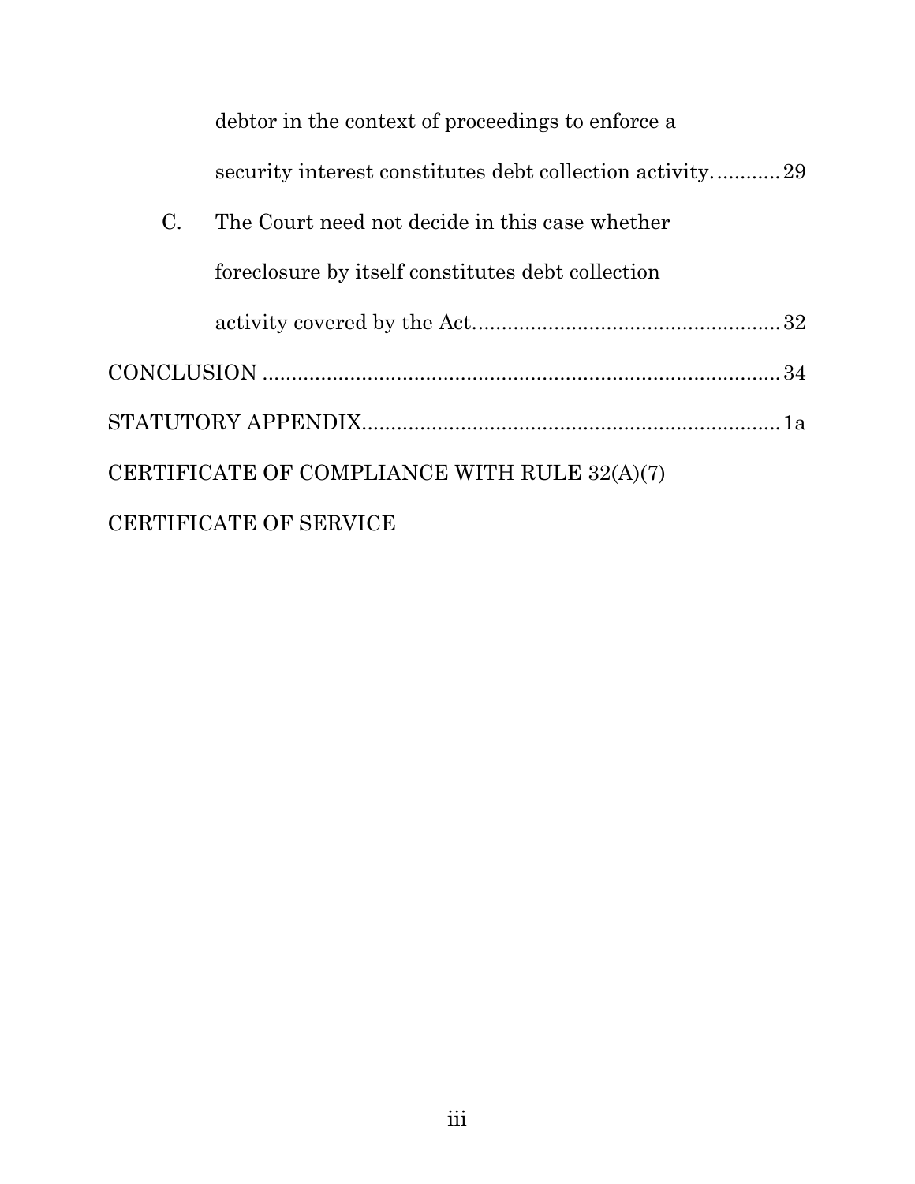debtor in the context of proceedings to enforce a security interest constitutes debt collection activity............29

C. The Court need not decide in this case whether foreclosure by itself constitutes debt collection activity covered by the Act.....................................................32

CONCLUSION ..........................................................................................34

STATUTORY APPENDIX.........................................................................1a

CERTIFICATE OF COMPLIANCE WITH RULE 32(A)(7)

CERTIFICATE OF SERVICE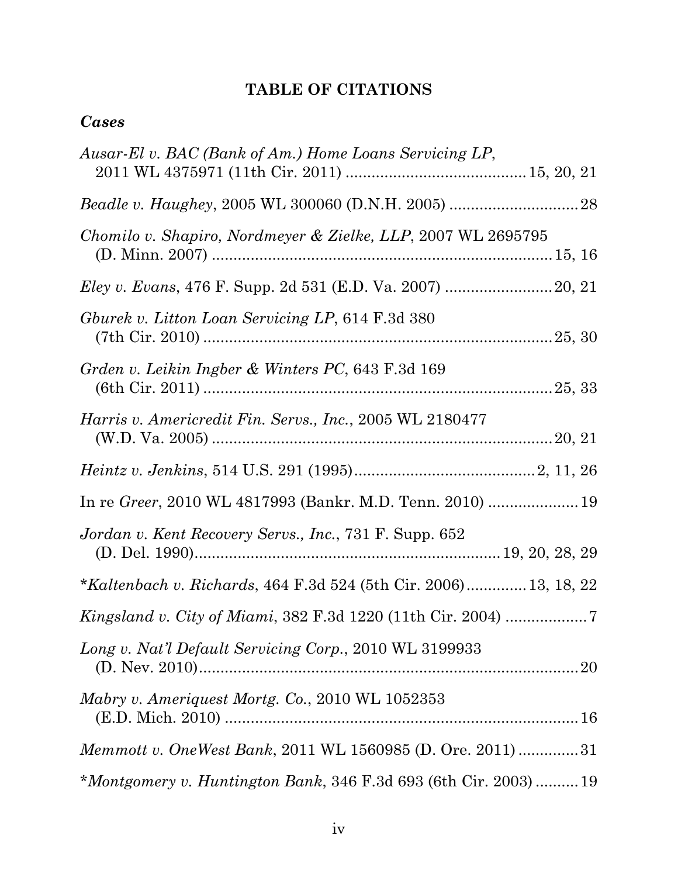## TABLE OF CITATIONS

### *Cases*

*Ausar-El v. BAC (Bank of Am.) Home Loans Servicing LP*, 2011 WL 4375971 (11th Cir. 2011) .......................................... 15, 20, 21

*Beadle v. Haughey*, 2005 WL 300060 (D.N.H. 2005) .............................. 28

*Chomilo v. Shapiro, Nordmeyer & Zielke, LLP*, 2007 WL 2695795 (D. Minn. 2007) .............................................................................. 15, 16

*Eley v. Evans*, 476 F. Supp. 2d 531 (E.D. Va. 2007) ......................... 20, 21

*Gburek v. Litton Loan Servicing LP*, 614 F.3d 380 (7th Cir. 2010) ................................................................................. 25, 30

*Grden v. Leikin Ingber & Winters PC*, 643 F.3d 169 (6th Cir. 2011) ................................................................................. 25, 33

*Harris v. Americredit Fin. Servs., Inc.*, 2005 WL 2180477 (W.D. Va. 2005) ................................................................................ 20, 21

*Heintz v. Jenkins*, 514 U.S. 291 (1995).......................................... 2, 11, 26

In re *Greer*, 2010 WL 4817993 (Bankr. M.D. Tenn. 2010) ..................... 19

*Jordan v. Kent Recovery Servs., Inc.*, 731 F. Supp. 652 (D. Del. 1990)........................................................................ 19, 20, 28, 29

**Kaltenbach v. Richards*, 464 F.3d 524 (5th Cir. 2006).............. 13, 18, 22

*Kingsland v. City of Miami*, 382 F.3d 1220 (11th Cir. 2004) ................... 7

*Long v. Nat'l Default Servicing Corp.*, 2010 WL 3199933 (D. Nev. 2010)......................................................................................... 20

*Mabry v. Ameriquest Mortg. Co.*, 2010 WL 1052353 (E.D. Mich. 2010) ................................................................................... 16

*Memmott v. OneWest Bank*, 2011 WL 1560985 (D. Ore. 2011) .............. 31

**Montgomery v. Huntington Bank*, 346 F.3d 693 (6th Cir. 2003) .......... 19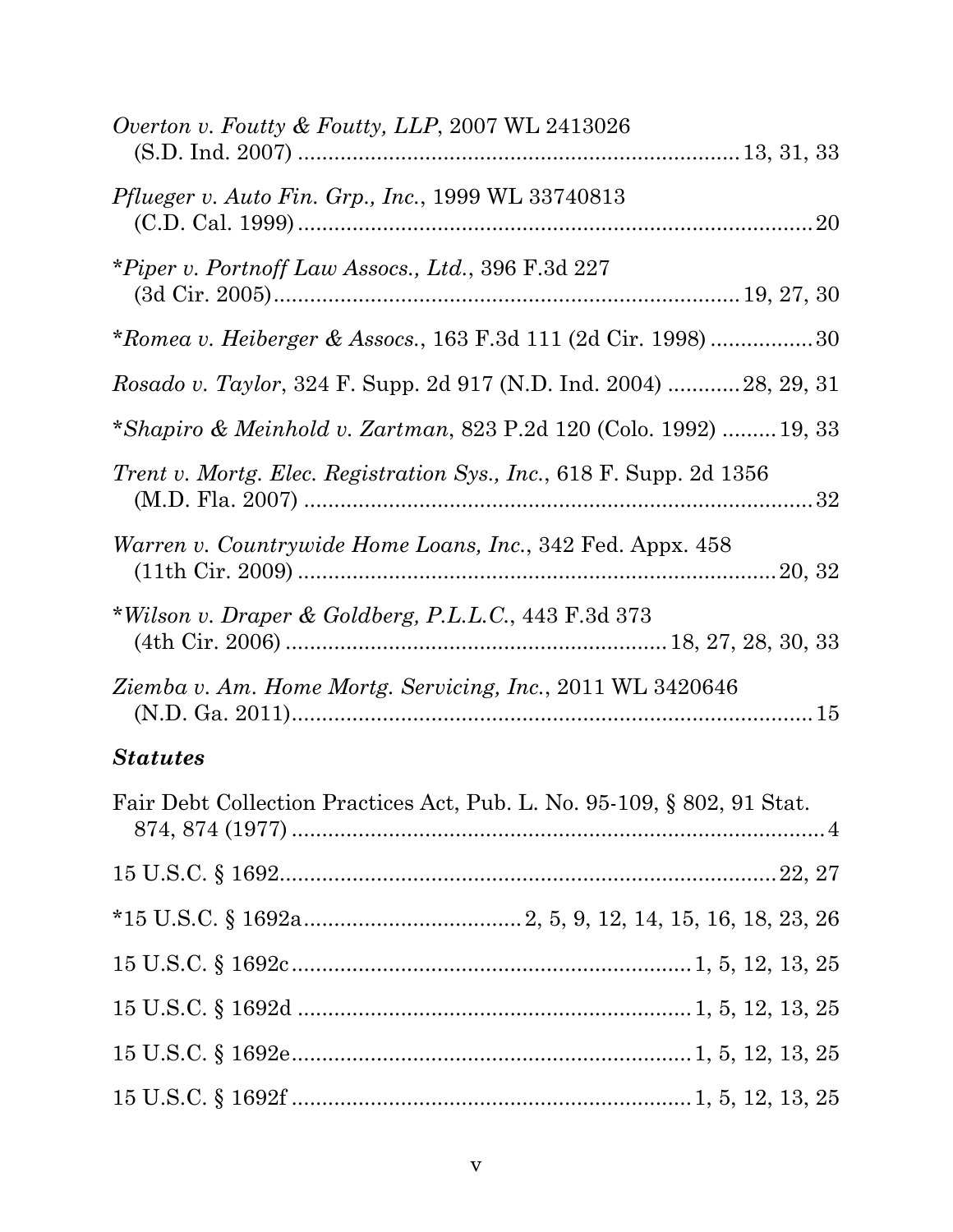*Overton v. Foutty & Foutty, LLP*, 2007 WL 2413026 (S.D. Ind. 2007) .......................................................................13, 31, 33

*Pflueger v. Auto Fin. Grp., Inc.*, 1999 WL 33740813 (C.D. Cal. 1999) ........................................................................................20

\**Piper v. Portnoff Law Assocs., Ltd.*, 396 F.3d 227 (3d Cir. 2005)...........................................................................19, 27, 30

\**Romea v. Heiberger & Assocs.*, 163 F.3d 111 (2d Cir. 1998) .................30

*Rosado v. Taylor*, 324 F. Supp. 2d 917 (N.D. Ind. 2004) ............28, 29, 31

\**Shapiro & Meinhold v. Zartman*, 823 P.2d 120 (Colo. 1992) .........19, 33

*Trent v. Mortg. Elec. Registration Sys., Inc.*, 618 F. Supp. 2d 1356 (M.D. Fla. 2007) .....................................................................................32

*Warren v. Countrywide Home Loans, Inc.*, 342 Fed. Appx. 458 (11th Cir. 2009) ...............................................................................20, 32

\**Wilson v. Draper & Goldberg, P.L.L.C.*, 443 F.3d 373 (4th Cir. 2006) ..............................................................18, 27, 28, 30, 33

*Ziemba v. Am. Home Mortg. Servicing, Inc.*, 2011 WL 3420646 (N.D. Ga. 2011).......................................................................................15

### *Statutes*

Fair Debt Collection Practices Act, Pub. L. No. 95-109, § 802, 91 Stat. 874, 874 (1977) ..........................................................................................4

15 U.S.C. § 1692...................................................................................22, 27

\*15 U.S.C. § 1692a..................................2, 5, 9, 12, 14, 15, 16, 18, 23, 26

15 U.S.C. § 1692c.................................................................1, 5, 12, 13, 25

15 U.S.C. § 1692d .................................................................1, 5, 12, 13, 25

15 U.S.C. § 1692e.................................................................1, 5, 12, 13, 25

15 U.S.C. § 1692f .................................................................1, 5, 12, 13, 25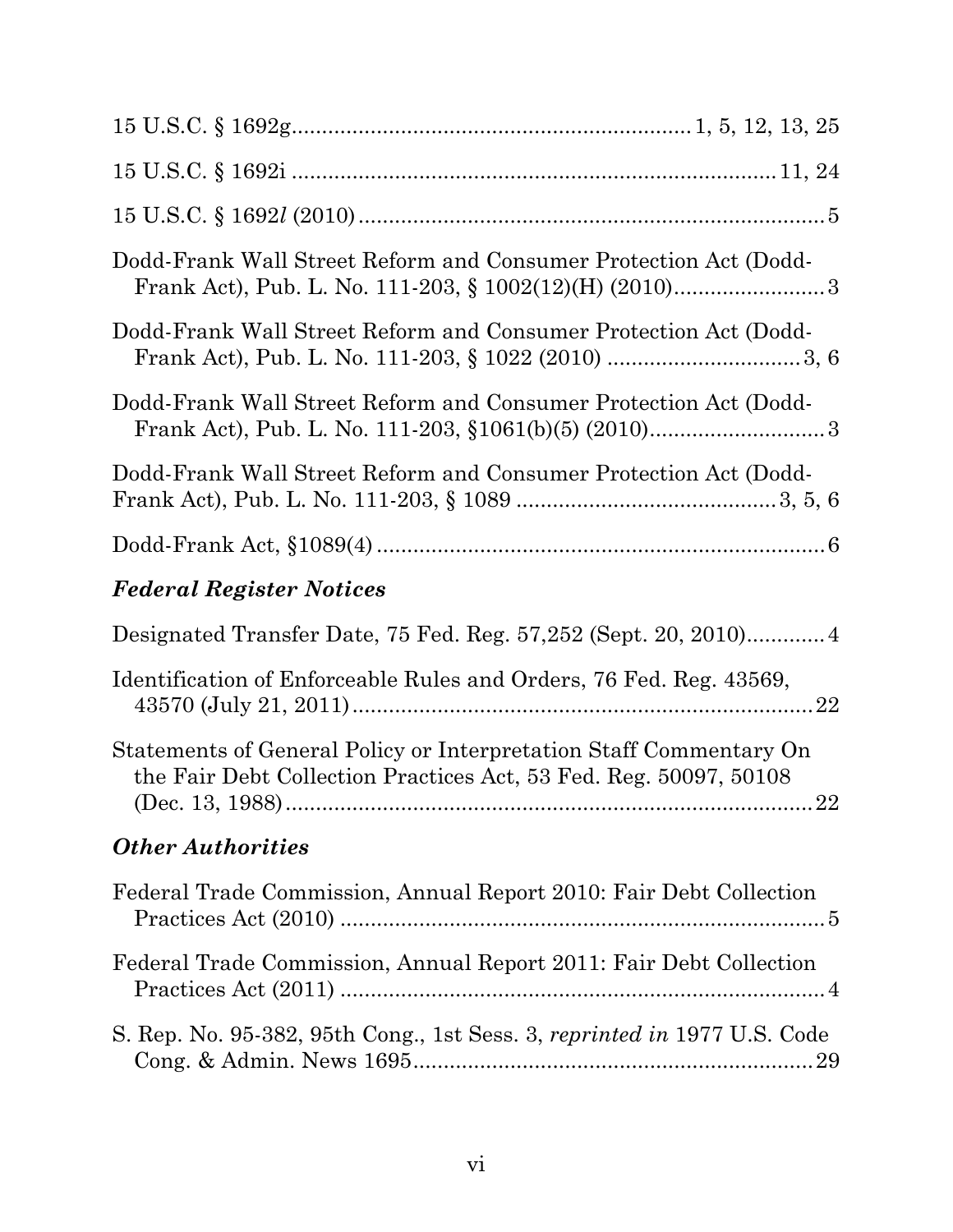15 U.S.C. § 1692g................................................................ 1, 5, 12, 13, 25

15 U.S.C. § 1692i ............................................................................. 11, 24

15 U.S.C. § 1692*l* (2010) .......................................................................... 5

Dodd-Frank Wall Street Reform and Consumer Protection Act (Dodd-Frank Act), Pub. L. No. 111-203, § 1002(12)(H) (2010)......................... 3

Dodd-Frank Wall Street Reform and Consumer Protection Act (Dodd-Frank Act), Pub. L. No. 111-203, § 1022 (2010) ................................ 3, 6

Dodd-Frank Wall Street Reform and Consumer Protection Act (Dodd-Frank Act), Pub. L. No. 111-203, §1061(b)(5) (2010)............................. 3

Dodd-Frank Wall Street Reform and Consumer Protection Act (Dodd-Frank Act), Pub. L. No. 111-203, § 1089 ........................................... 3, 5, 6

Dodd-Frank Act, §1089(4) .......................................................................... 6

### *Federal Register Notices*

Designated Transfer Date, 75 Fed. Reg. 57,252 (Sept. 20, 2010)............. 4

Identification of Enforceable Rules and Orders, 76 Fed. Reg. 43569, 43570 (July 21, 2011) ............................................................................ 22

Statements of General Policy or Interpretation Staff Commentary On the Fair Debt Collection Practices Act, 53 Fed. Reg. 50097, 50108 (Dec. 13, 1988) ........................................................................................ 22

### *Other Authorities*

Federal Trade Commission, Annual Report 2010: Fair Debt Collection Practices Act (2010) ............................................................................... 5

Federal Trade Commission, Annual Report 2011: Fair Debt Collection Practices Act (2011) ............................................................................... 4

S. Rep. No. 95-382, 95th Cong., 1st Sess. 3, *reprinted in* 1977 U.S. Code Cong. & Admin. News 1695.................................................................. 29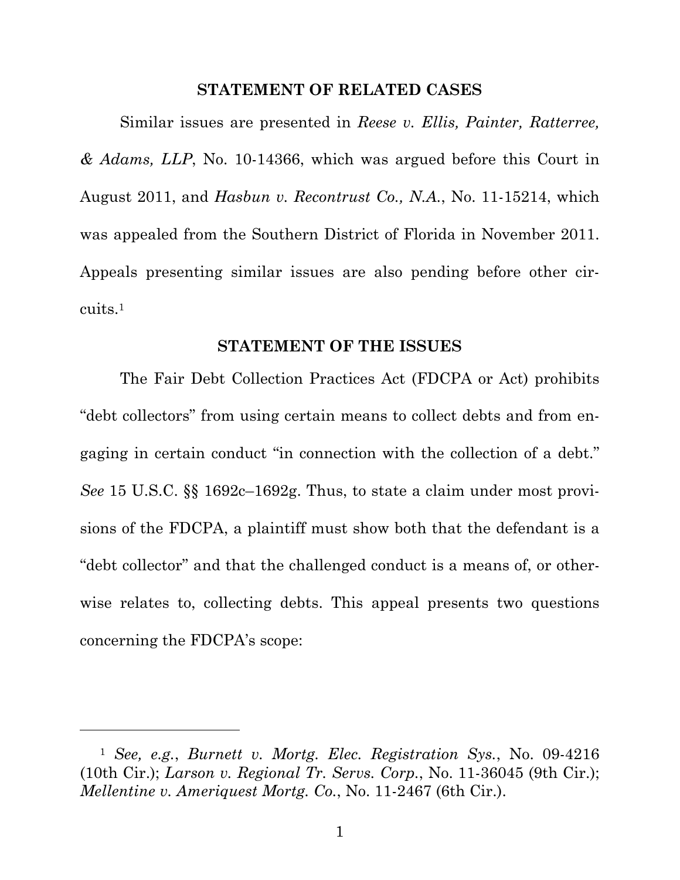## STATEMENT OF RELATED CASES

Similar issues are presented in *Reese v. Ellis, Painter, Ratterree, & Adams, LLP*, No. 10-14366, which was argued before this Court in August 2011, and *Hasbun v. Recontrust Co., N.A.*, No. 11-15214, which was appealed from the Southern District of Florida in November 2011. Appeals presenting similar issues are also pending before other circuits.[1]

## STATEMENT OF THE ISSUES

The Fair Debt Collection Practices Act (FDCPA or Act) prohibits "debt collectors" from using certain means to collect debts and from engaging in certain conduct "in connection with the collection of a debt." *See* 15 U.S.C. §§ 1692c–1692g. Thus, to state a claim under most provisions of the FDCPA, a plaintiff must show both that the defendant is a "debt collector" and that the challenged conduct is a means of, or otherwise relates to, collecting debts. This appeal presents two questions concerning the FDCPA's scope:

---

[1] *See, e.g.*, *Burnett v. Mortg. Elec. Registration Sys.*, No. 09-4216 (10th Cir.); *Larson v. Regional Tr. Servs. Corp.*, No. 11-36045 (9th Cir.); *Mellentine v. Ameriquest Mortg. Co.*, No. 11-2467 (6th Cir.).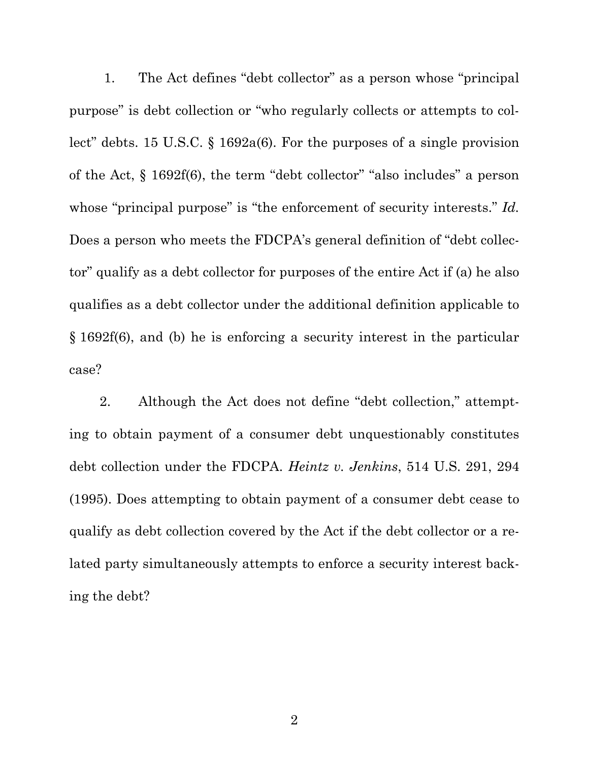1. The Act defines "debt collector" as a person whose "principal purpose" is debt collection or "who regularly collects or attempts to collect" debts. 15 U.S.C. § 1692a(6). For the purposes of a single provision of the Act, § 1692f(6), the term "debt collector" "also includes" a person whose "principal purpose" is "the enforcement of security interests." *Id.* Does a person who meets the FDCPA's general definition of "debt collector" qualify as a debt collector for purposes of the entire Act if (a) he also qualifies as a debt collector under the additional definition applicable to § 1692f(6), and (b) he is enforcing a security interest in the particular case?

2. Although the Act does not define "debt collection," attempting to obtain payment of a consumer debt unquestionably constitutes debt collection under the FDCPA. *Heintz v. Jenkins*, 514 U.S. 291, 294 (1995). Does attempting to obtain payment of a consumer debt cease to qualify as debt collection covered by the Act if the debt collector or a related party simultaneously attempts to enforce a security interest backing the debt?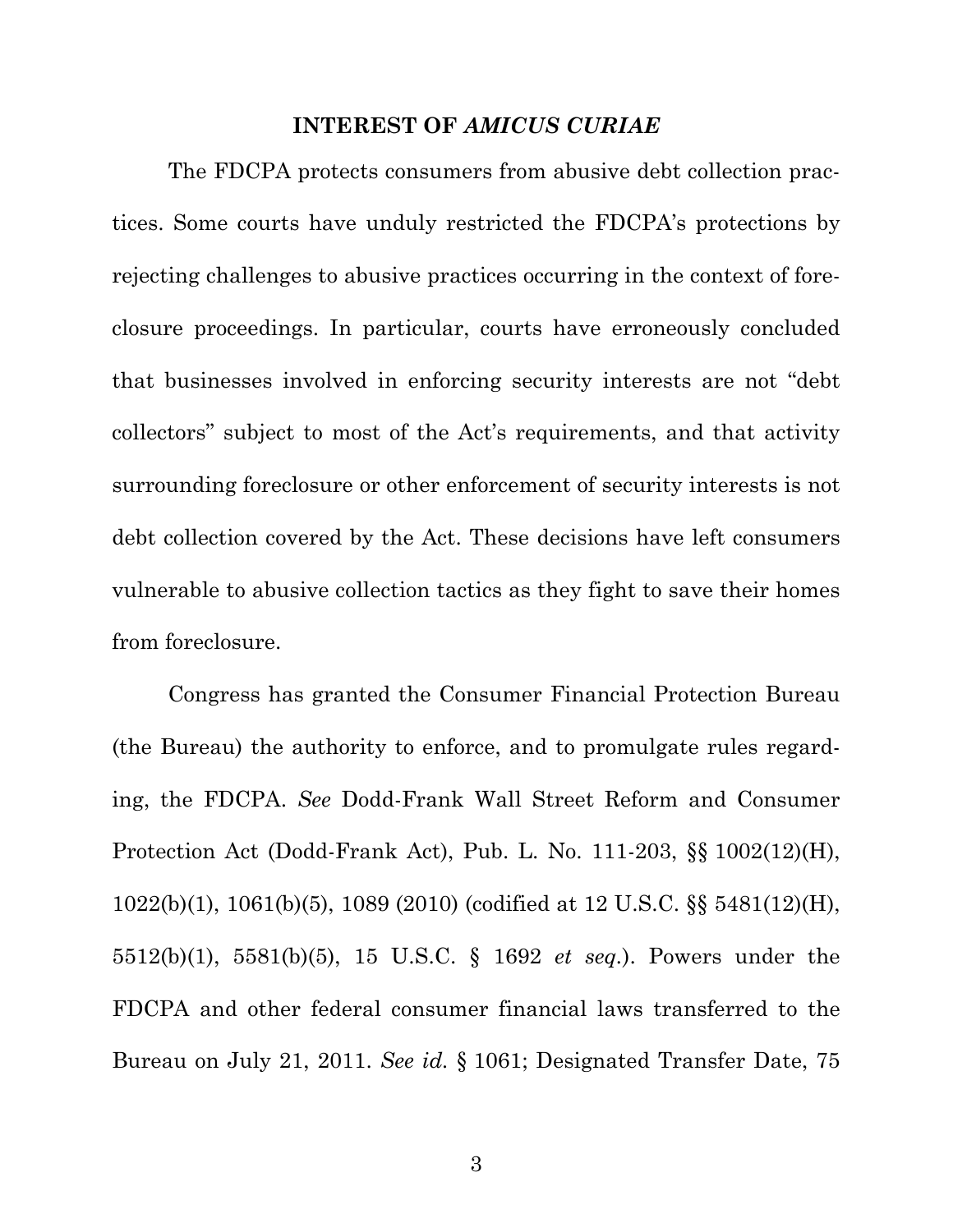## INTEREST OF *AMICUS CURIAE*

The FDCPA protects consumers from abusive debt collection practices. Some courts have unduly restricted the FDCPA's protections by rejecting challenges to abusive practices occurring in the context of foreclosure proceedings. In particular, courts have erroneously concluded that businesses involved in enforcing security interests are not "debt collectors" subject to most of the Act's requirements, and that activity surrounding foreclosure or other enforcement of security interests is not debt collection covered by the Act. These decisions have left consumers vulnerable to abusive collection tactics as they fight to save their homes from foreclosure.

Congress has granted the Consumer Financial Protection Bureau (the Bureau) the authority to enforce, and to promulgate rules regarding, the FDCPA. *See* Dodd-Frank Wall Street Reform and Consumer Protection Act (Dodd-Frank Act), Pub. L. No. 111-203, §§ 1002(12)(H), 1022(b)(1), 1061(b)(5), 1089 (2010) (codified at 12 U.S.C. §§ 5481(12)(H), 5512(b)(1), 5581(b)(5), 15 U.S.C. § 1692 *et seq.*). Powers under the FDCPA and other federal consumer financial laws transferred to the Bureau on July 21, 2011. *See id.* § 1061; Designated Transfer Date, 75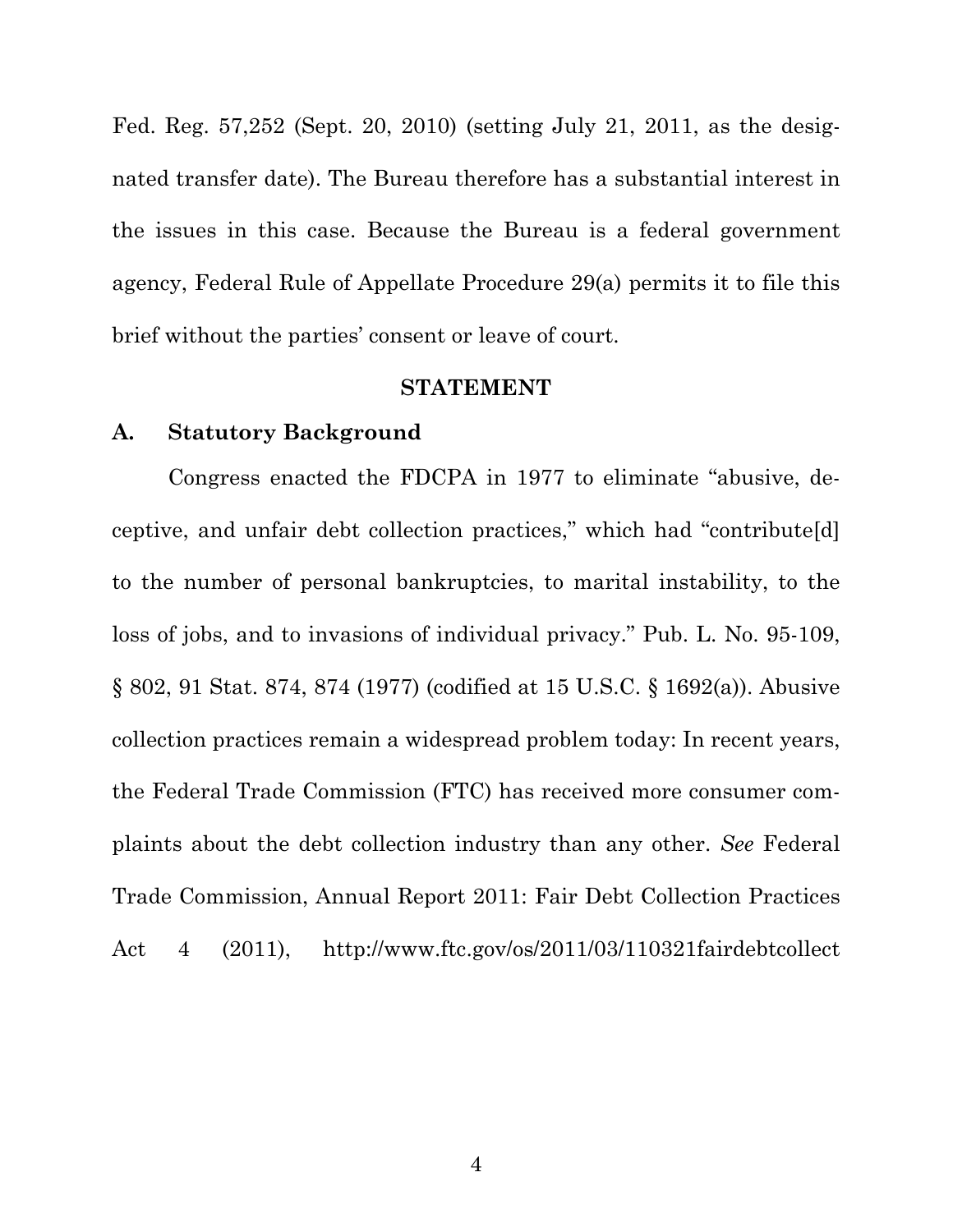Fed. Reg. 57,252 (Sept. 20, 2010) (setting July 21, 2011, as the designated transfer date). The Bureau therefore has a substantial interest in the issues in this case. Because the Bureau is a federal government agency, Federal Rule of Appellate Procedure 29(a) permits it to file this brief without the parties' consent or leave of court.

## STATEMENT

### A. Statutory Background

Congress enacted the FDCPA in 1977 to eliminate "abusive, deceptive, and unfair debt collection practices," which had "contribute[d] to the number of personal bankruptcies, to marital instability, to the loss of jobs, and to invasions of individual privacy." Pub. L. No. 95-109, § 802, 91 Stat. 874, 874 (1977) (codified at 15 U.S.C. § 1692(a)). Abusive collection practices remain a widespread problem today: In recent years, the Federal Trade Commission (FTC) has received more consumer complaints about the debt collection industry than any other. *See* Federal Trade Commission, Annual Report 2011: Fair Debt Collection Practices Act 4 (2011), http://www.ftc.gov/os/2011/03/110321fairdebtcollect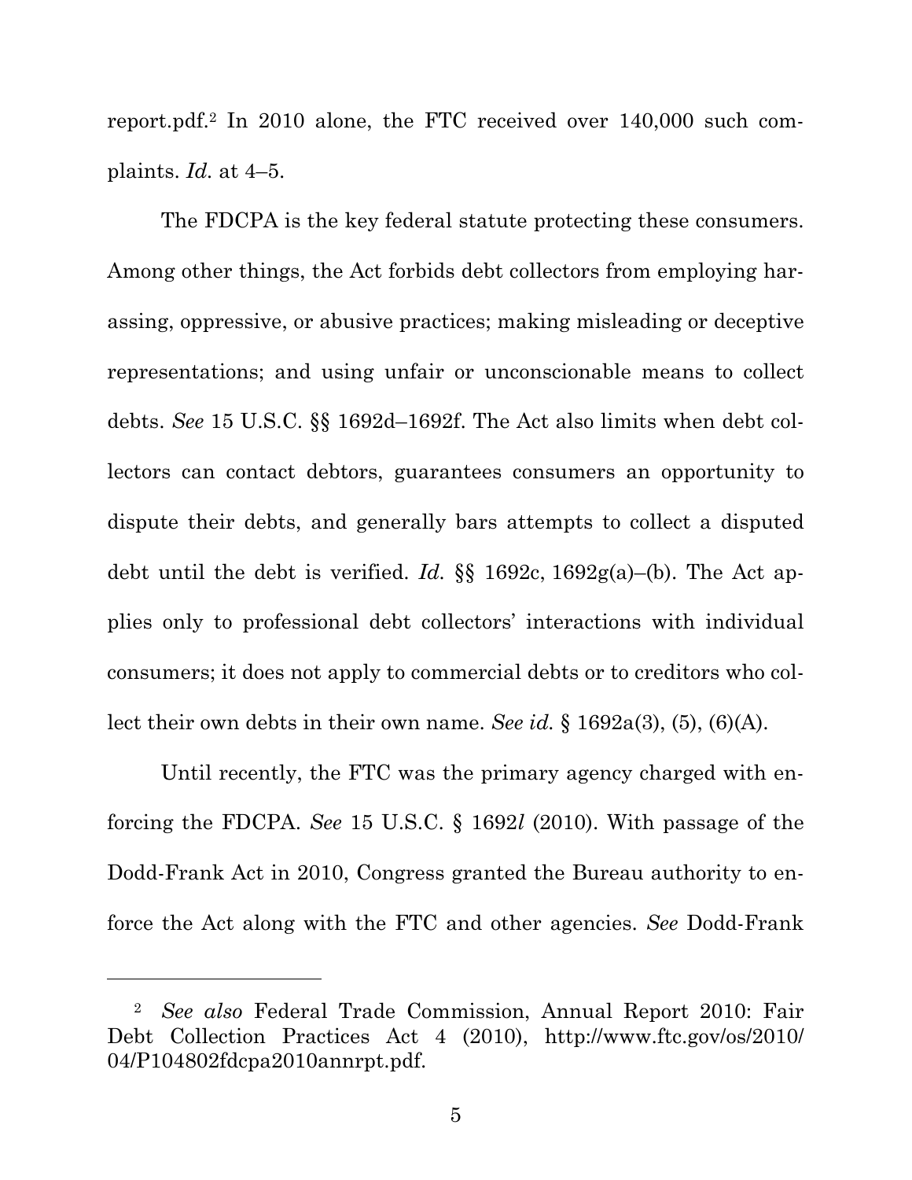report.pdf.[2] In 2010 alone, the FTC received over 140,000 such complaints. *Id.* at 4–5.

The FDCPA is the key federal statute protecting these consumers. Among other things, the Act forbids debt collectors from employing harassing, oppressive, or abusive practices; making misleading or deceptive representations; and using unfair or unconscionable means to collect debts. *See* 15 U.S.C. §§ 1692d–1692f. The Act also limits when debt collectors can contact debtors, guarantees consumers an opportunity to dispute their debts, and generally bars attempts to collect a disputed debt until the debt is verified. *Id.* §§ 1692c, 1692g(a)–(b). The Act applies only to professional debt collectors' interactions with individual consumers; it does not apply to commercial debts or to creditors who collect their own debts in their own name. *See id.* § 1692a(3), (5), (6)(A).

Until recently, the FTC was the primary agency charged with enforcing the FDCPA. *See* 15 U.S.C. § 1692*l* (2010). With passage of the Dodd-Frank Act in 2010, Congress granted the Bureau authority to enforce the Act along with the FTC and other agencies. *See* Dodd-Frank

---

[2] *See also* Federal Trade Commission, Annual Report 2010: Fair Debt Collection Practices Act 4 (2010), http://www.ftc.gov/os/2010/04/P104802fdcpa2010annrpt.pdf.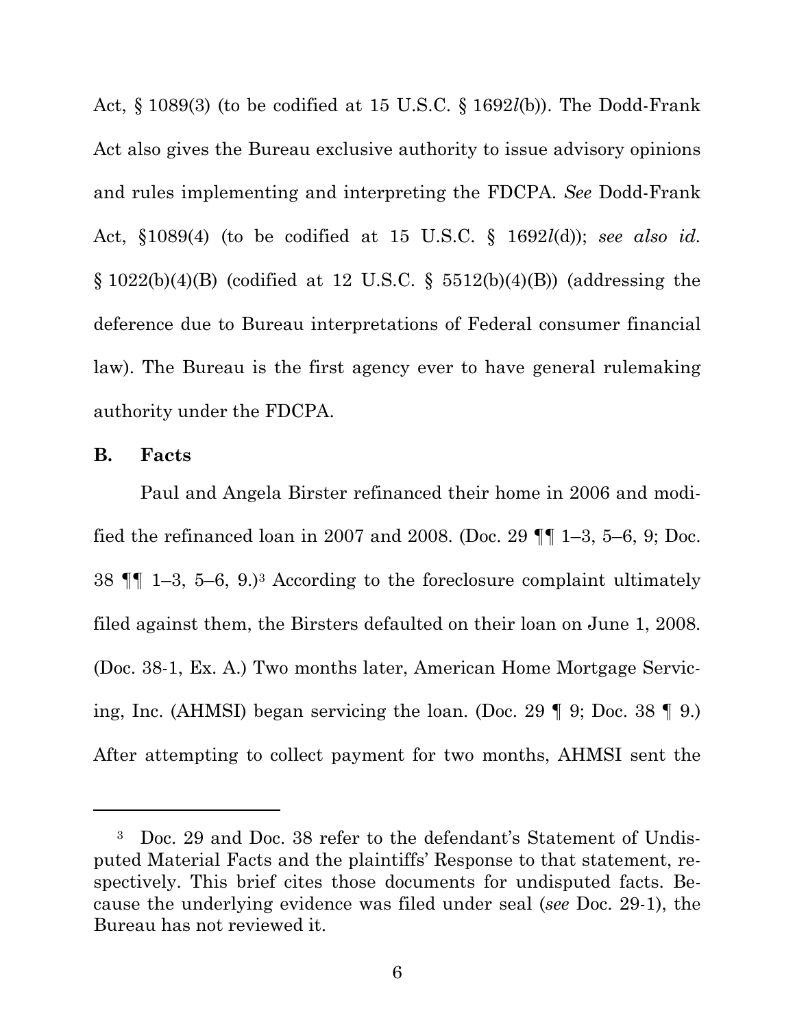Act, § 1089(3) (to be codified at 15 U.S.C. § 1692*l*(b)). The Dodd-Frank Act also gives the Bureau exclusive authority to issue advisory opinions and rules implementing and interpreting the FDCPA. *See* Dodd-Frank Act, §1089(4) (to be codified at 15 U.S.C. § 1692*l*(d)); *see also id.* § 1022(b)(4)(B) (codified at 12 U.S.C. § 5512(b)(4)(B)) (addressing the deference due to Bureau interpretations of Federal consumer financial law). The Bureau is the first agency ever to have general rulemaking authority under the FDCPA.

## B. Facts

Paul and Angela Birster refinanced their home in 2006 and modified the refinanced loan in 2007 and 2008. (Doc. 29 ¶¶ 1–3, 5–6, 9; Doc. 38 ¶¶ 1–3, 5–6, 9.)[3] According to the foreclosure complaint ultimately filed against them, the Birsters defaulted on their loan on June 1, 2008. (Doc. 38-1, Ex. A.) Two months later, American Home Mortgage Servicing, Inc. (AHMSI) began servicing the loan. (Doc. 29 ¶ 9; Doc. 38 ¶ 9.) After attempting to collect payment for two months, AHMSI sent the

---

[3] Doc. 29 and Doc. 38 refer to the defendant's Statement of Undisputed Material Facts and the plaintiffs' Response to that statement, respectively. This brief cites those documents for undisputed facts. Because the underlying evidence was filed under seal (*see* Doc. 29-1), the Bureau has not reviewed it.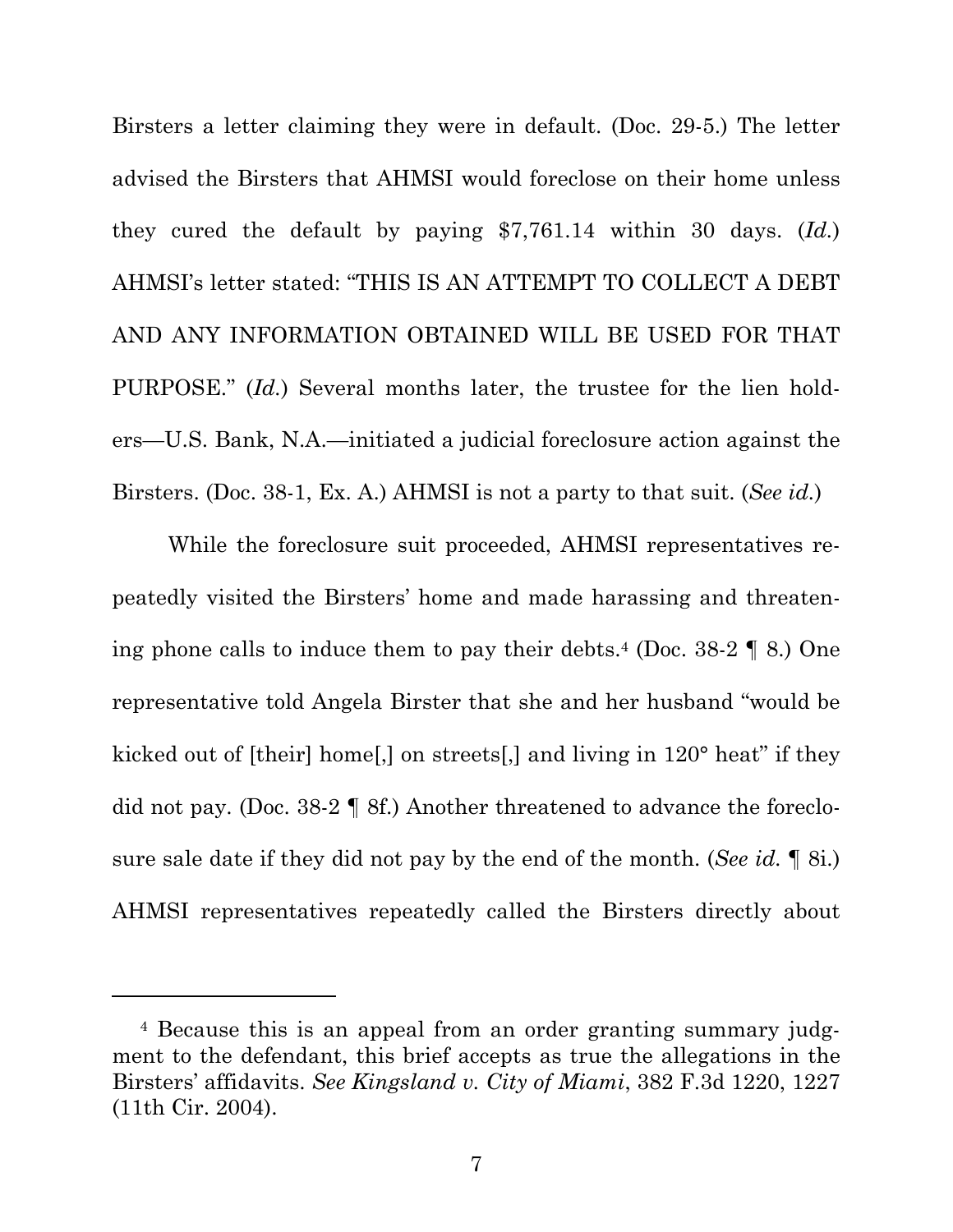Birsters a letter claiming they were in default. (Doc. 29-5.) The letter advised the Birsters that AHMSI would foreclose on their home unless they cured the default by paying $7,761.14 within 30 days. (*Id.*) AHMSI's letter stated: "THIS IS AN ATTEMPT TO COLLECT A DEBT AND ANY INFORMATION OBTAINED WILL BE USED FOR THAT PURPOSE." (*Id.*) Several months later, the trustee for the lien holders—U.S. Bank, N.A.—initiated a judicial foreclosure action against the Birsters. (Doc. 38-1, Ex. A.) AHMSI is not a party to that suit. (*See id.*)

While the foreclosure suit proceeded, AHMSI representatives repeatedly visited the Birsters' home and made harassing and threatening phone calls to induce them to pay their debts.[4] (Doc. 38-2 ¶ 8.) One representative told Angela Birster that she and her husband "would be kicked out of [their] home[,] on streets[,] and living in 120° heat" if they did not pay. (Doc. 38-2 ¶ 8f.) Another threatened to advance the foreclosure sale date if they did not pay by the end of the month. (*See id.* ¶ 8i.) AHMSI representatives repeatedly called the Birsters directly about

---

[4] Because this is an appeal from an order granting summary judgment to the defendant, this brief accepts as true the allegations in the Birsters' affidavits. *See Kingsland v. City of Miami*, 382 F.3d 1220, 1227 (11th Cir. 2004).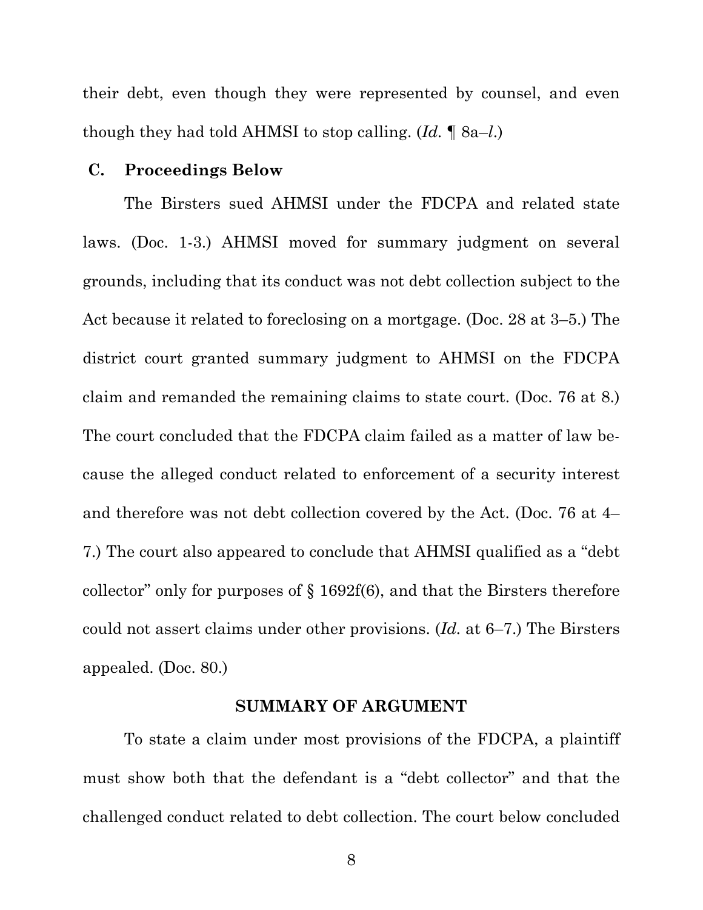their debt, even though they were represented by counsel, and even though they had told AHMSI to stop calling. (*Id.* ¶ 8a–*l*.)

### C. Proceedings Below

The Birsters sued AHMSI under the FDCPA and related state laws. (Doc. 1-3.) AHMSI moved for summary judgment on several grounds, including that its conduct was not debt collection subject to the Act because it related to foreclosing on a mortgage. (Doc. 28 at 3–5.) The district court granted summary judgment to AHMSI on the FDCPA claim and remanded the remaining claims to state court. (Doc. 76 at 8.) The court concluded that the FDCPA claim failed as a matter of law because the alleged conduct related to enforcement of a security interest and therefore was not debt collection covered by the Act. (Doc. 76 at 4–7.) The court also appeared to conclude that AHMSI qualified as a "debt collector" only for purposes of § 1692f(6), and that the Birsters therefore could not assert claims under other provisions. (*Id.* at 6–7.) The Birsters appealed. (Doc. 80.)

## SUMMARY OF ARGUMENT

To state a claim under most provisions of the FDCPA, a plaintiff must show both that the defendant is a "debt collector" and that the challenged conduct related to debt collection. The court below concluded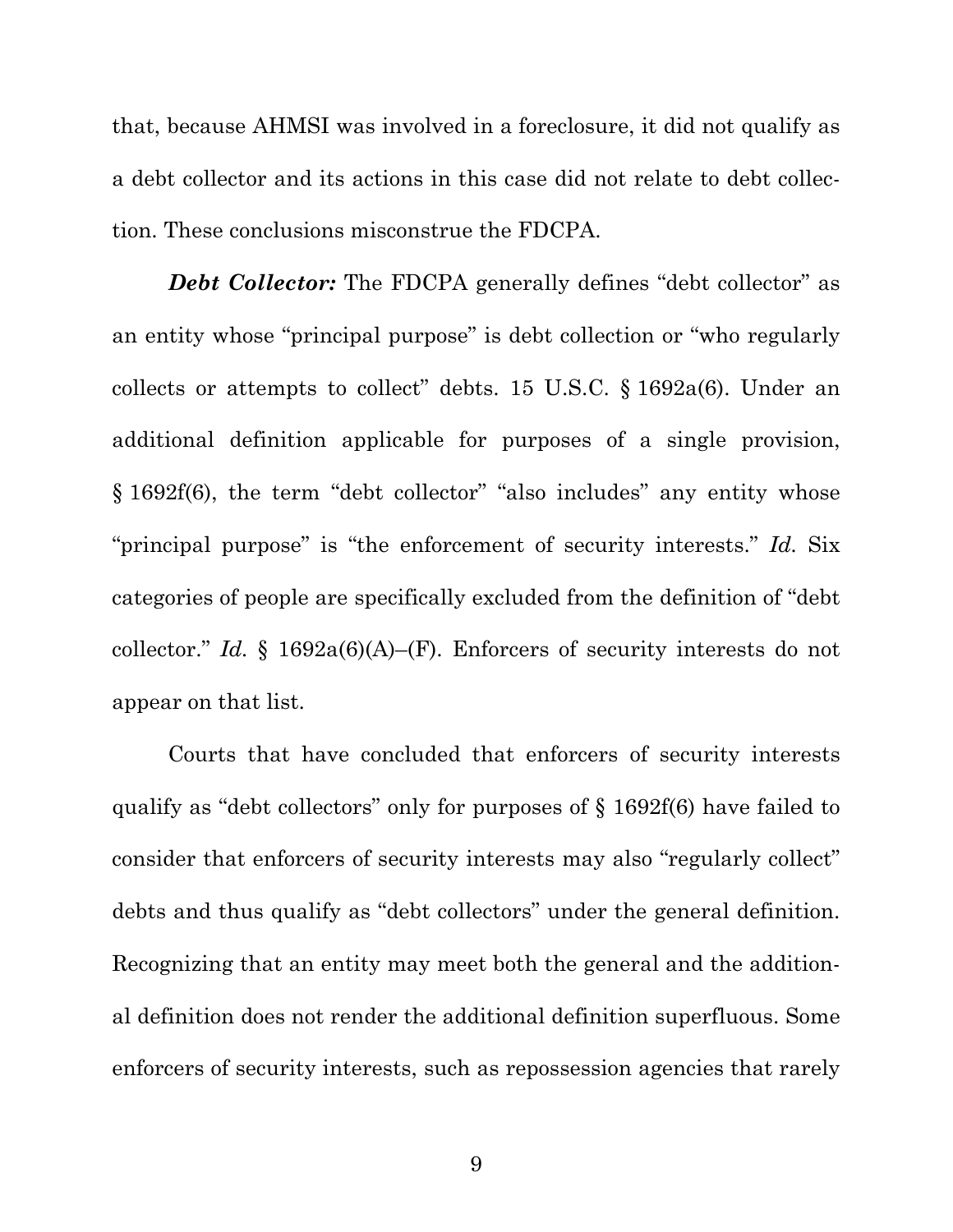that, because AHMSI was involved in a foreclosure, it did not qualify as a debt collector and its actions in this case did not relate to debt collection. These conclusions misconstrue the FDCPA.

***Debt Collector:*** The FDCPA generally defines "debt collector" as an entity whose "principal purpose" is debt collection or "who regularly collects or attempts to collect" debts. 15 U.S.C. § 1692a(6). Under an additional definition applicable for purposes of a single provision, § 1692f(6), the term "debt collector" "also includes" any entity whose "principal purpose" is "the enforcement of security interests." *Id.* Six categories of people are specifically excluded from the definition of "debt collector." *Id.* § 1692a(6)(A)–(F). Enforcers of security interests do not appear on that list.

Courts that have concluded that enforcers of security interests qualify as "debt collectors" only for purposes of § 1692f(6) have failed to consider that enforcers of security interests may also "regularly collect" debts and thus qualify as "debt collectors" under the general definition. Recognizing that an entity may meet both the general and the additional definition does not render the additional definition superfluous. Some enforcers of security interests, such as repossession agencies that rarely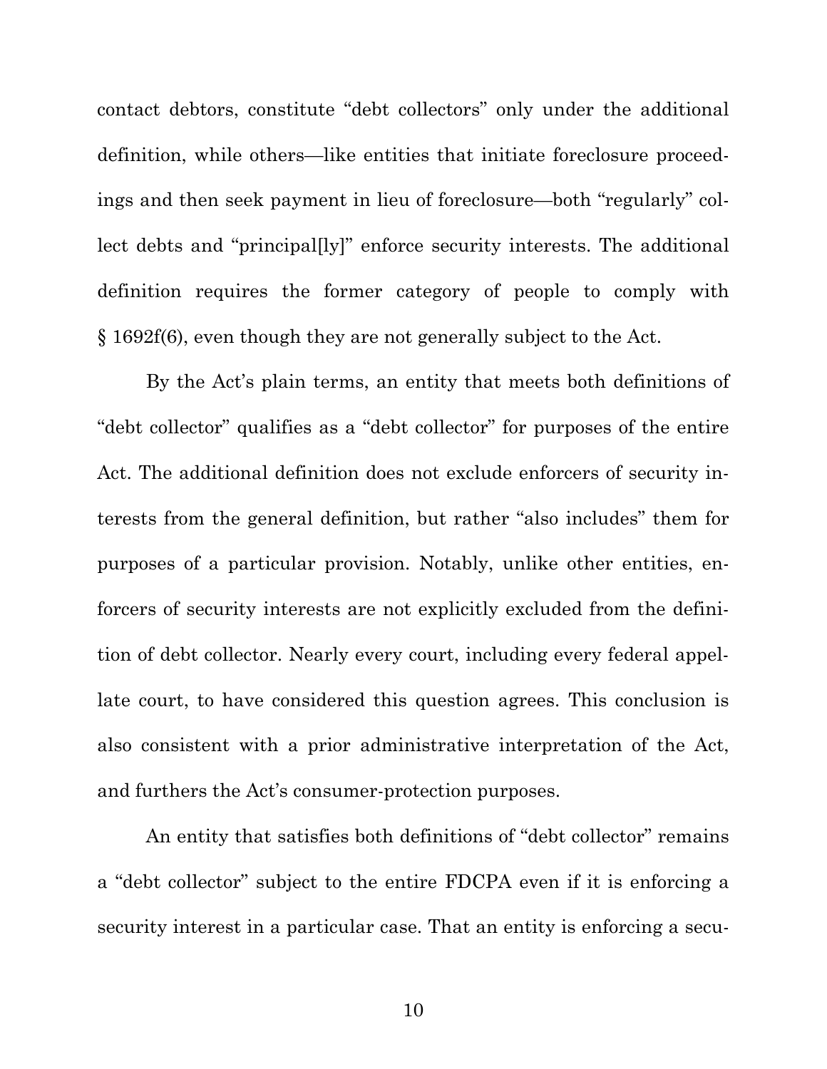contact debtors, constitute "debt collectors" only under the additional definition, while others—like entities that initiate foreclosure proceedings and then seek payment in lieu of foreclosure—both "regularly" collect debts and "principal[ly]" enforce security interests. The additional definition requires the former category of people to comply with § 1692f(6), even though they are not generally subject to the Act.

By the Act's plain terms, an entity that meets both definitions of "debt collector" qualifies as a "debt collector" for purposes of the entire Act. The additional definition does not exclude enforcers of security interests from the general definition, but rather "also includes" them for purposes of a particular provision. Notably, unlike other entities, enforcers of security interests are not explicitly excluded from the definition of debt collector. Nearly every court, including every federal appellate court, to have considered this question agrees. This conclusion is also consistent with a prior administrative interpretation of the Act, and furthers the Act's consumer-protection purposes.

An entity that satisfies both definitions of "debt collector" remains a "debt collector" subject to the entire FDCPA even if it is enforcing a security interest in a particular case. That an entity is enforcing a secu-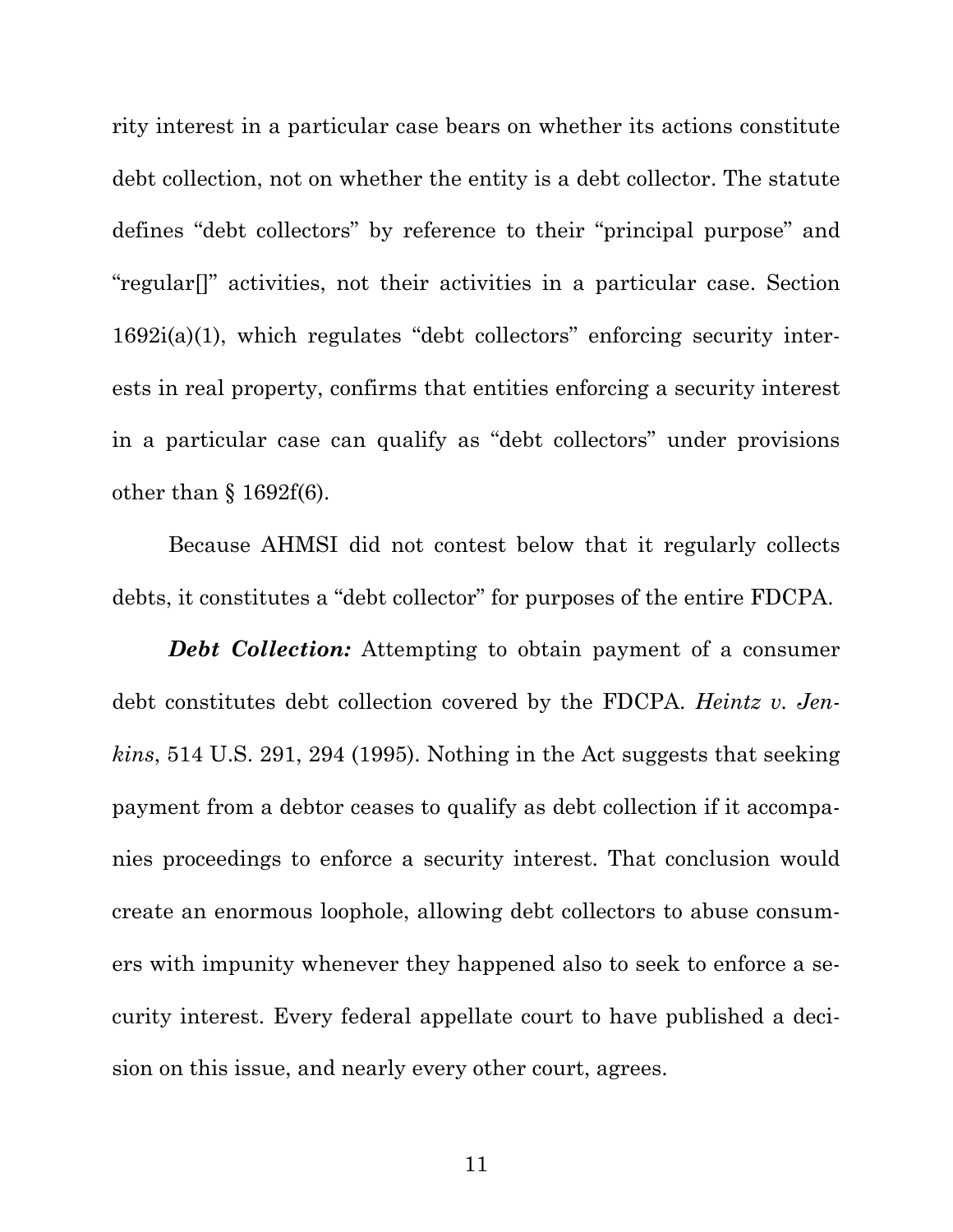rity interest in a particular case bears on whether its actions constitute debt collection, not on whether the entity is a debt collector. The statute defines "debt collectors" by reference to their "principal purpose" and "regular[]" activities, not their activities in a particular case. Section 1692i(a)(1), which regulates "debt collectors" enforcing security interests in real property, confirms that entities enforcing a security interest in a particular case can qualify as "debt collectors" under provisions other than § 1692f(6).

Because AHMSI did not contest below that it regularly collects debts, it constitutes a "debt collector" for purposes of the entire FDCPA.

***Debt Collection:*** Attempting to obtain payment of a consumer debt constitutes debt collection covered by the FDCPA. *Heintz v. Jenkins*, 514 U.S. 291, 294 (1995). Nothing in the Act suggests that seeking payment from a debtor ceases to qualify as debt collection if it accompanies proceedings to enforce a security interest. That conclusion would create an enormous loophole, allowing debt collectors to abuse consumers with impunity whenever they happened also to seek to enforce a security interest. Every federal appellate court to have published a decision on this issue, and nearly every other court, agrees.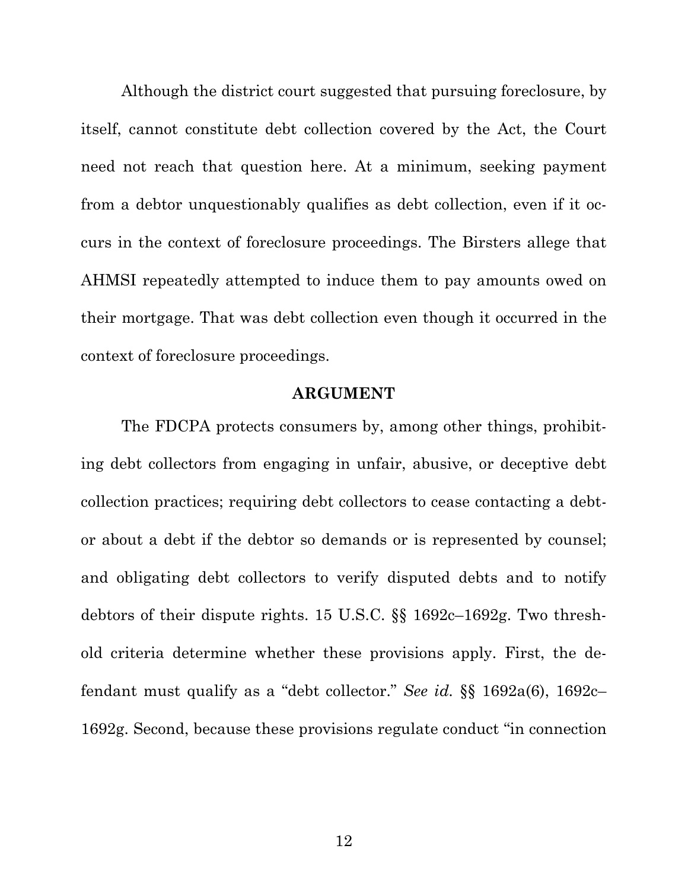Although the district court suggested that pursuing foreclosure, by itself, cannot constitute debt collection covered by the Act, the Court need not reach that question here. At a minimum, seeking payment from a debtor unquestionably qualifies as debt collection, even if it occurs in the context of foreclosure proceedings. The Birsters allege that AHMSI repeatedly attempted to induce them to pay amounts owed on their mortgage. That was debt collection even though it occurred in the context of foreclosure proceedings.

## ARGUMENT

The FDCPA protects consumers by, among other things, prohibiting debt collectors from engaging in unfair, abusive, or deceptive debt collection practices; requiring debt collectors to cease contacting a debtor about a debt if the debtor so demands or is represented by counsel; and obligating debt collectors to verify disputed debts and to notify debtors of their dispute rights. 15 U.S.C. §§ 1692c–1692g. Two threshold criteria determine whether these provisions apply. First, the defendant must qualify as a "debt collector." *See id.* §§ 1692a(6), 1692c–1692g. Second, because these provisions regulate conduct "in connection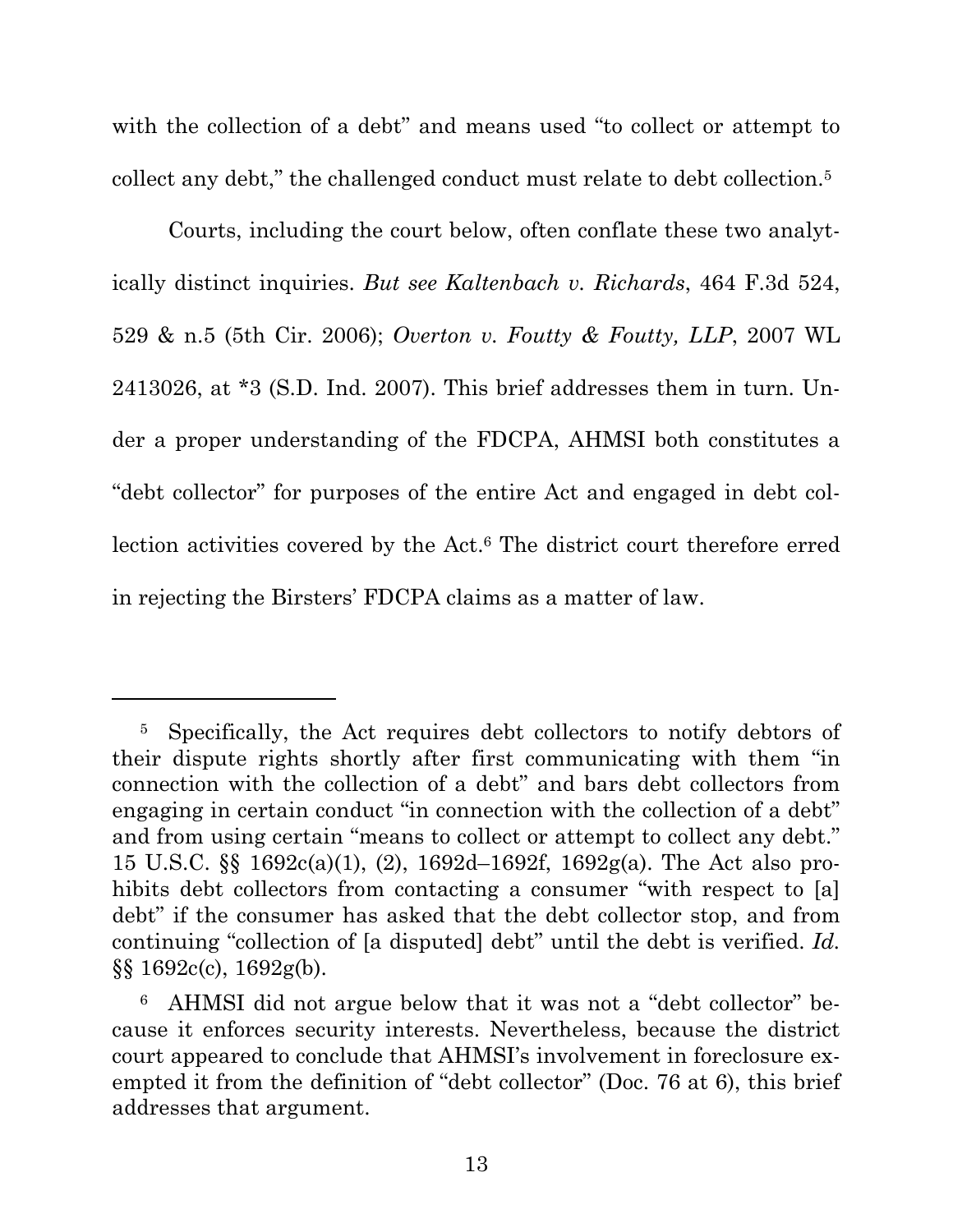with the collection of a debt" and means used "to collect or attempt to collect any debt," the challenged conduct must relate to debt collection.[5]

Courts, including the court below, often conflate these two analytically distinct inquiries. *But see Kaltenbach v. Richards*, 464 F.3d 524, 529 & n.5 (5th Cir. 2006); *Overton v. Foutty & Foutty, LLP*, 2007 WL 2413026, at *3 (S.D. Ind. 2007). This brief addresses them in turn. Under a proper understanding of the FDCPA, AHMSI both constitutes a "debt collector" for purposes of the entire Act and engaged in debt collection activities covered by the Act.[6] The district court therefore erred in rejecting the Birsters' FDCPA claims as a matter of law.

---

[5] Specifically, the Act requires debt collectors to notify debtors of their dispute rights shortly after first communicating with them "in connection with the collection of a debt" and bars debt collectors from engaging in certain conduct "in connection with the collection of a debt" and from using certain "means to collect or attempt to collect any debt." 15 U.S.C. §§ 1692c(a)(1), (2), 1692d–1692f, 1692g(a). The Act also prohibits debt collectors from contacting a consumer "with respect to [a] debt" if the consumer has asked that the debt collector stop, and from continuing "collection of [a disputed] debt" until the debt is verified. *Id.* §§ 1692c(c), 1692g(b).

[6] AHMSI did not argue below that it was not a "debt collector" because it enforces security interests. Nevertheless, because the district court appeared to conclude that AHMSI's involvement in foreclosure exempted it from the definition of "debt collector" (Doc. 76 at 6), this brief addresses that argument.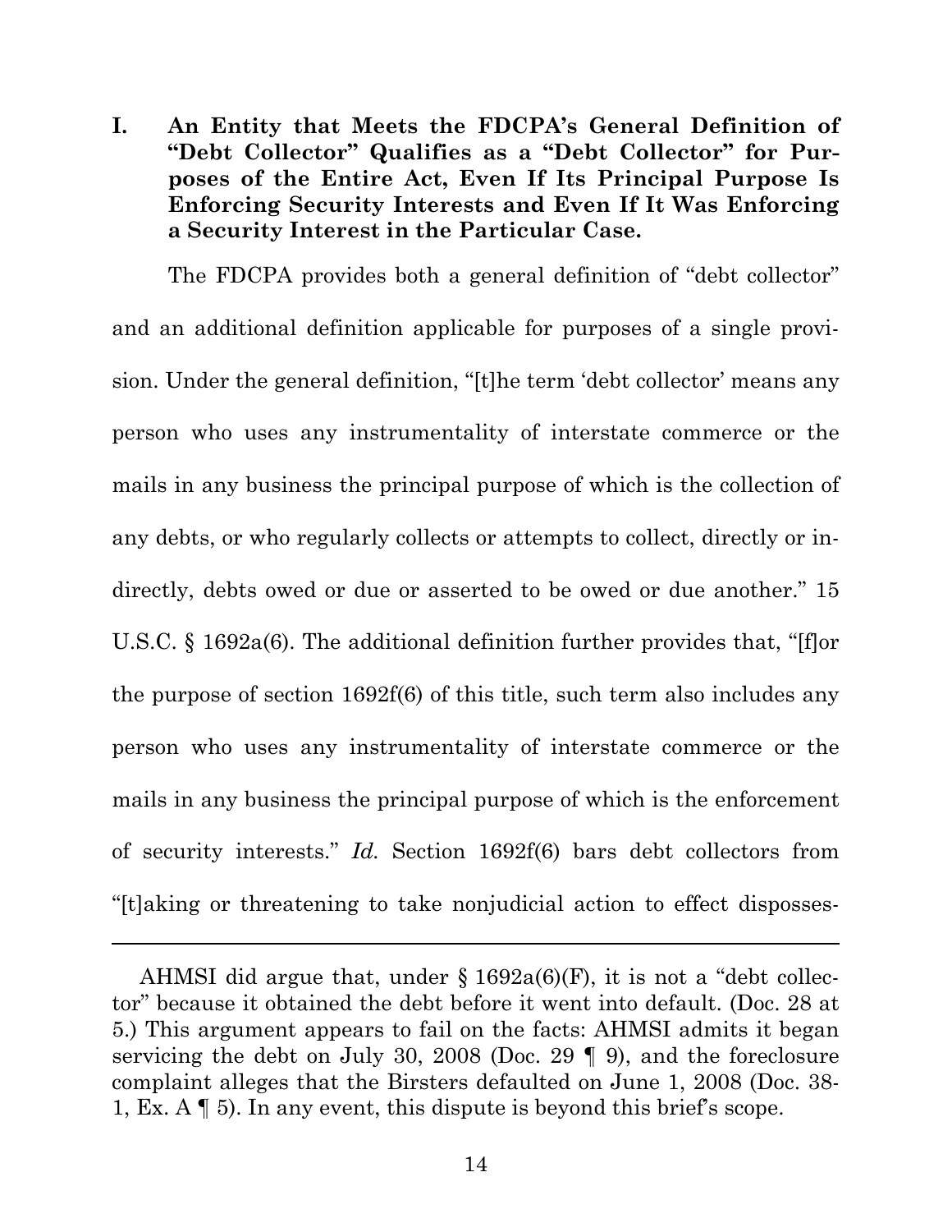## I. An Entity that Meets the FDCPA's General Definition of "Debt Collector" Qualifies as a "Debt Collector" for Purposes of the Entire Act, Even If Its Principal Purpose Is Enforcing Security Interests and Even If It Was Enforcing a Security Interest in the Particular Case.

The FDCPA provides both a general definition of "debt collector" and an additional definition applicable for purposes of a single provision. Under the general definition, "[t]he term 'debt collector' means any person who uses any instrumentality of interstate commerce or the mails in any business the principal purpose of which is the collection of any debts, or who regularly collects or attempts to collect, directly or indirectly, debts owed or due or asserted to be owed or due another." 15 U.S.C. § 1692a(6). The additional definition further provides that, "[f]or the purpose of section 1692f(6) of this title, such term also includes any person who uses any instrumentality of interstate commerce or the mails in any business the principal purpose of which is the enforcement of security interests." *Id.* Section 1692f(6) bars debt collectors from "[t]aking or threatening to take nonjudicial action to effect disposses-

---

AHMSI did argue that, under § 1692a(6)(F), it is not a "debt collector" because it obtained the debt before it went into default. (Doc. 28 at 5.) This argument appears to fail on the facts: AHMSI admits it began servicing the debt on July 30, 2008 (Doc. 29 ¶ 9), and the foreclosure complaint alleges that the Birsters defaulted on June 1, 2008 (Doc. 38-1, Ex. A ¶ 5). In any event, this dispute is beyond this brief's scope.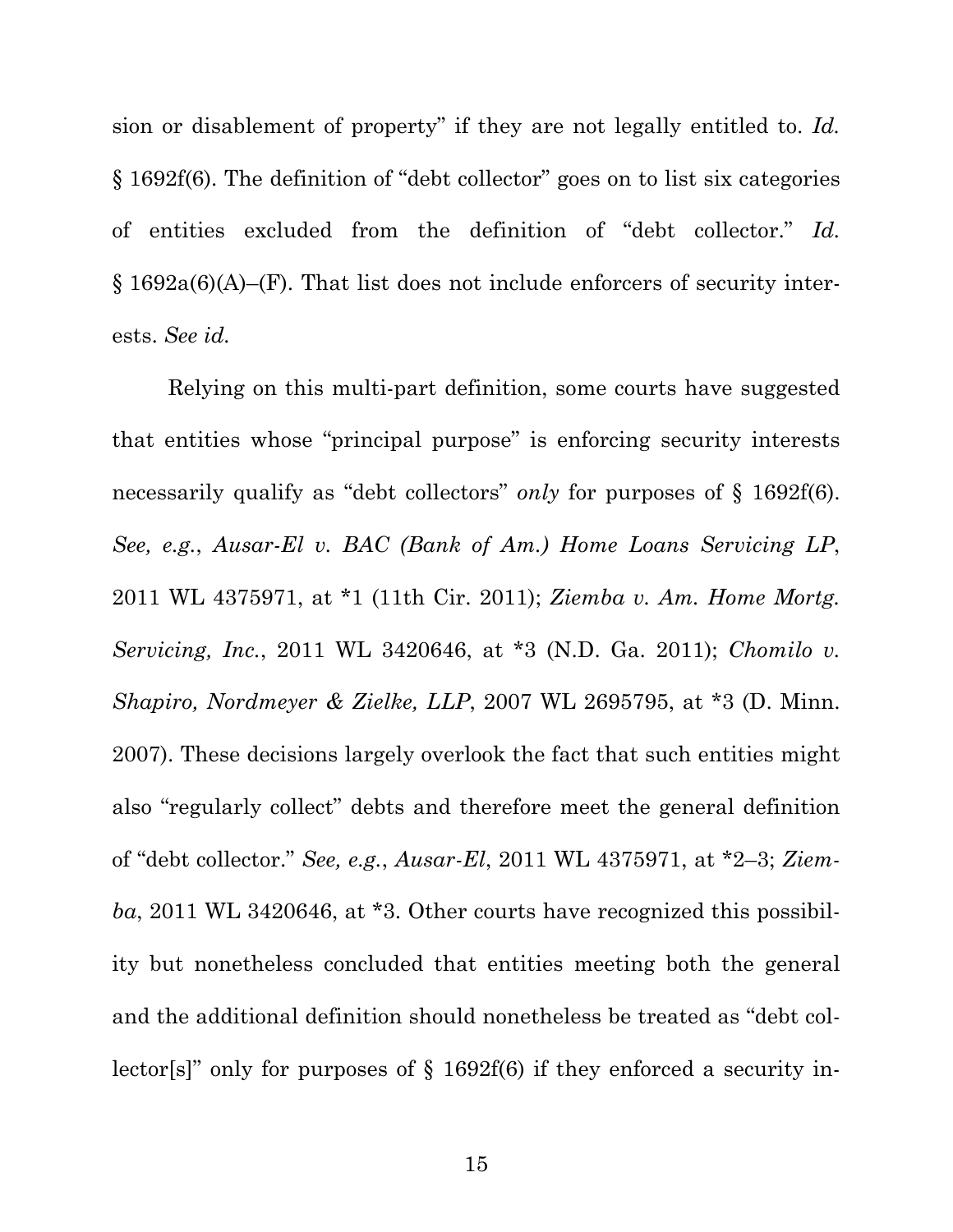sion or disablement of property" if they are not legally entitled to. *Id.* § 1692f(6). The definition of "debt collector" goes on to list six categories of entities excluded from the definition of "debt collector." *Id.* § 1692a(6)(A)–(F). That list does not include enforcers of security interests. *See id.*

Relying on this multi-part definition, some courts have suggested that entities whose "principal purpose" is enforcing security interests necessarily qualify as "debt collectors" *only* for purposes of § 1692f(6). *See, e.g.*, *Ausar-El v. BAC (Bank of Am.) Home Loans Servicing LP*, 2011 WL 4375971, at *1 (11th Cir. 2011); *Ziemba v. Am. Home Mortg. Servicing, Inc.*, 2011 WL 3420646, at *3 (N.D. Ga. 2011); *Chomilo v. Shapiro, Nordmeyer & Zielke, LLP*, 2007 WL 2695795, at *3 (D. Minn. 2007). These decisions largely overlook the fact that such entities might also "regularly collect" debts and therefore meet the general definition of "debt collector." *See, e.g.*, *Ausar-El*, 2011 WL 4375971, at *2–3; *Ziemba*, 2011 WL 3420646, at *3. Other courts have recognized this possibility but nonetheless concluded that entities meeting both the general and the additional definition should nonetheless be treated as "debt collector[s]" only for purposes of § 1692f(6) if they enforced a security in-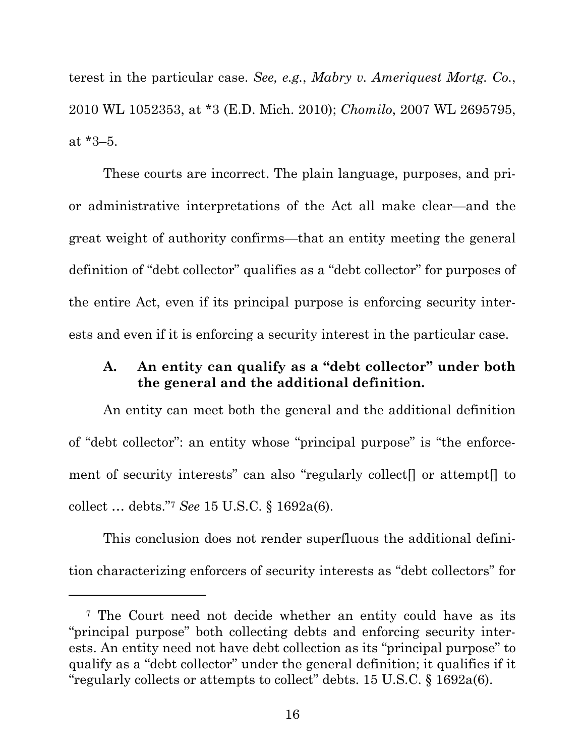terest in the particular case. *See, e.g.*, *Mabry v. Ameriquest Mortg. Co.*, 2010 WL 1052353, at *3 (E.D. Mich. 2010); *Chomilo*, 2007 WL 2695795, at *3–5.

These courts are incorrect. The plain language, purposes, and prior administrative interpretations of the Act all make clear—and the great weight of authority confirms—that an entity meeting the general definition of "debt collector" qualifies as a "debt collector" for purposes of the entire Act, even if its principal purpose is enforcing security interests and even if it is enforcing a security interest in the particular case.

### A. An entity can qualify as a "debt collector" under both the general and the additional definition.

An entity can meet both the general and the additional definition of "debt collector": an entity whose "principal purpose" is "the enforcement of security interests" can also "regularly collect[] or attempt[] to collect … debts."[7] *See* 15 U.S.C. § 1692a(6).

This conclusion does not render superfluous the additional definition characterizing enforcers of security interests as "debt collectors" for

---

[7] The Court need not decide whether an entity could have as its "principal purpose" both collecting debts and enforcing security interests. An entity need not have debt collection as its "principal purpose" to qualify as a "debt collector" under the general definition; it qualifies if it "regularly collects or attempts to collect" debts. 15 U.S.C. § 1692a(6).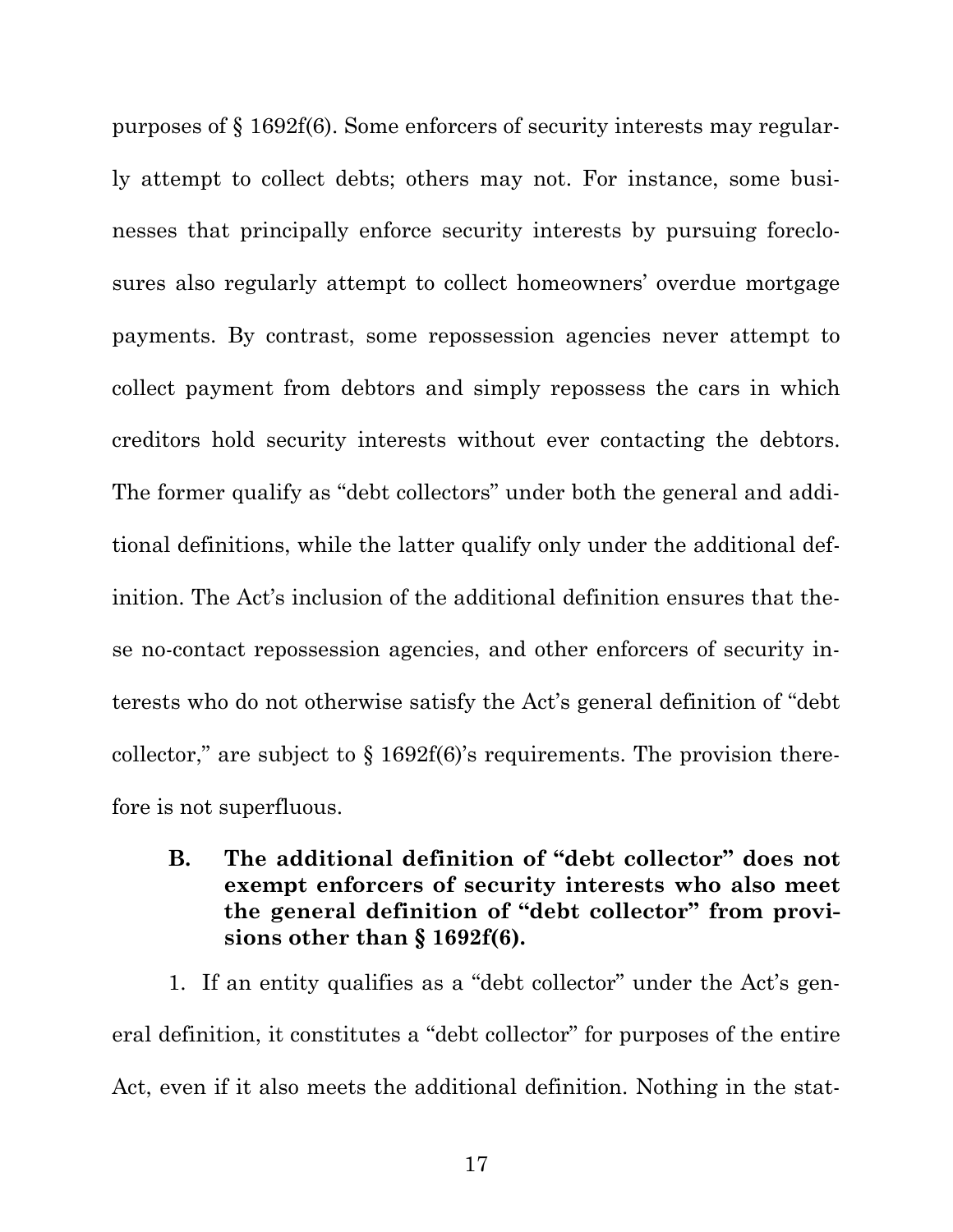purposes of § 1692f(6). Some enforcers of security interests may regularly attempt to collect debts; others may not. For instance, some businesses that principally enforce security interests by pursuing foreclosures also regularly attempt to collect homeowners' overdue mortgage payments. By contrast, some repossession agencies never attempt to collect payment from debtors and simply repossess the cars in which creditors hold security interests without ever contacting the debtors. The former qualify as "debt collectors" under both the general and additional definitions, while the latter qualify only under the additional definition. The Act's inclusion of the additional definition ensures that these no-contact repossession agencies, and other enforcers of security interests who do not otherwise satisfy the Act's general definition of "debt collector," are subject to § 1692f(6)'s requirements. The provision therefore is not superfluous.

### B. The additional definition of "debt collector" does not exempt enforcers of security interests who also meet the general definition of "debt collector" from provisions other than § 1692f(6).

1. If an entity qualifies as a "debt collector" under the Act's general definition, it constitutes a "debt collector" for purposes of the entire Act, even if it also meets the additional definition. Nothing in the stat-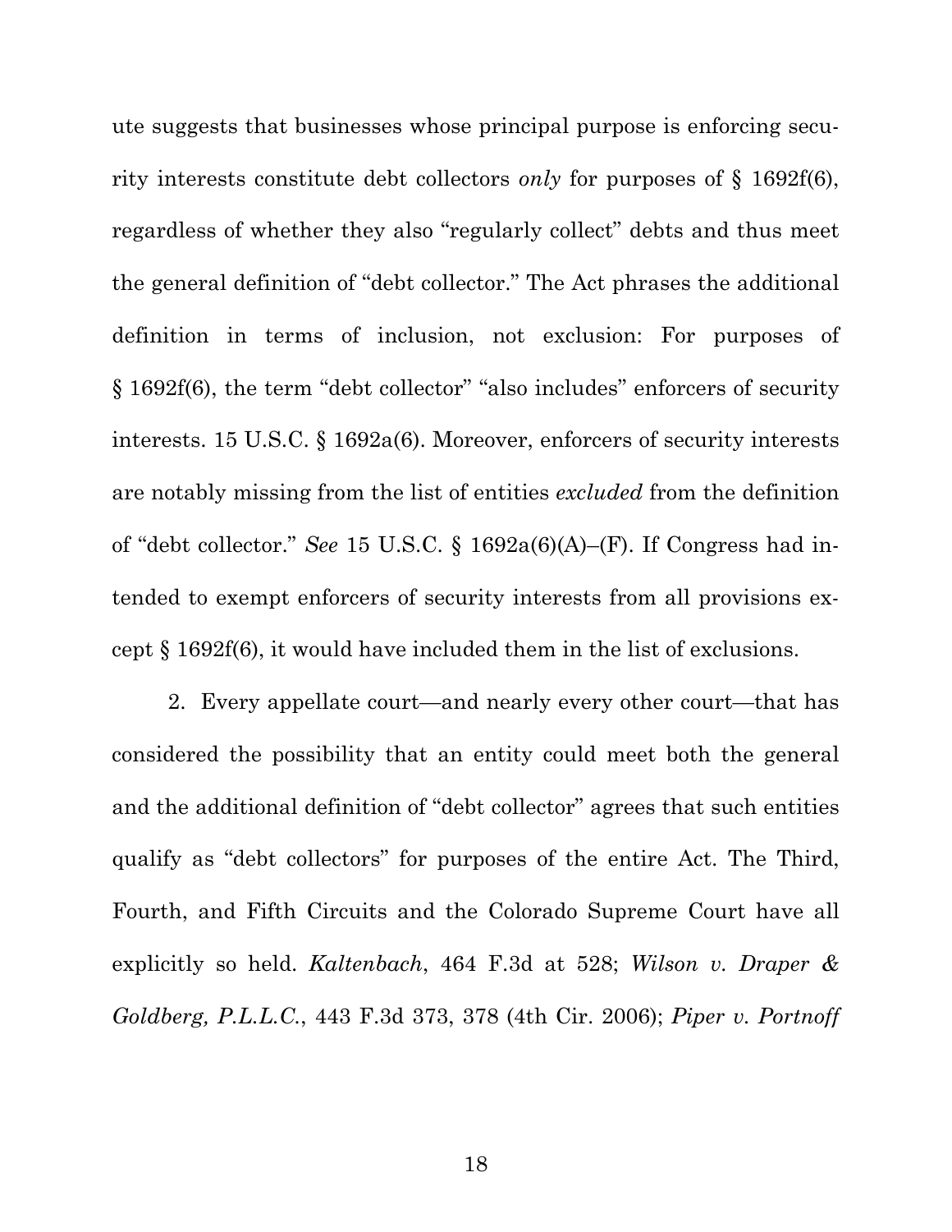ute suggests that businesses whose principal purpose is enforcing security interests constitute debt collectors *only* for purposes of § 1692f(6), regardless of whether they also "regularly collect" debts and thus meet the general definition of "debt collector." The Act phrases the additional definition in terms of inclusion, not exclusion: For purposes of § 1692f(6), the term "debt collector" "also includes" enforcers of security interests. 15 U.S.C. § 1692a(6). Moreover, enforcers of security interests are notably missing from the list of entities *excluded* from the definition of "debt collector." *See* 15 U.S.C. § 1692a(6)(A)–(F). If Congress had intended to exempt enforcers of security interests from all provisions except § 1692f(6), it would have included them in the list of exclusions.

2. Every appellate court—and nearly every other court—that has considered the possibility that an entity could meet both the general and the additional definition of "debt collector" agrees that such entities qualify as "debt collectors" for purposes of the entire Act. The Third, Fourth, and Fifth Circuits and the Colorado Supreme Court have all explicitly so held. *Kaltenbach*, 464 F.3d at 528; *Wilson v. Draper & Goldberg, P.L.L.C.*, 443 F.3d 373, 378 (4th Cir. 2006); *Piper v. Portnoff*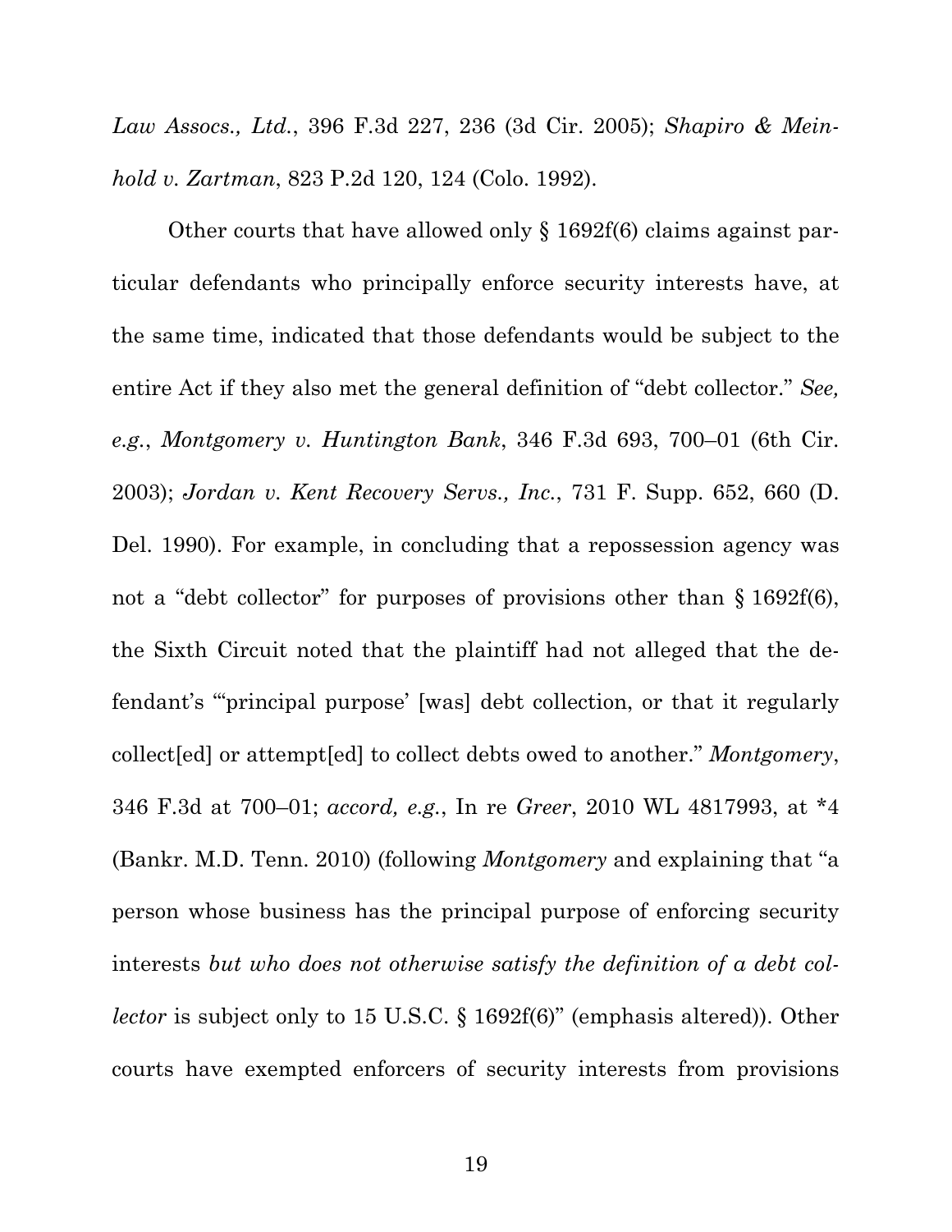*Law Assocs., Ltd.*, 396 F.3d 227, 236 (3d Cir. 2005); *Shapiro & Meinhold v. Zartman*, 823 P.2d 120, 124 (Colo. 1992).

Other courts that have allowed only § 1692f(6) claims against particular defendants who principally enforce security interests have, at the same time, indicated that those defendants would be subject to the entire Act if they also met the general definition of "debt collector." *See, e.g.*, *Montgomery v. Huntington Bank*, 346 F.3d 693, 700–01 (6th Cir. 2003); *Jordan v. Kent Recovery Servs., Inc.*, 731 F. Supp. 652, 660 (D. Del. 1990). For example, in concluding that a repossession agency was not a "debt collector" for purposes of provisions other than § 1692f(6), the Sixth Circuit noted that the plaintiff had not alleged that the defendant's "'principal purpose' [was] debt collection, or that it regularly collect[ed] or attempt[ed] to collect debts owed to another." *Montgomery*, 346 F.3d at 700–01; *accord, e.g.*, In re *Greer*, 2010 WL 4817993, at *4 (Bankr. M.D. Tenn. 2010) (following *Montgomery* and explaining that "a person whose business has the principal purpose of enforcing security interests *but who does not otherwise satisfy the definition of a debt collector* is subject only to 15 U.S.C. § 1692f(6)" (emphasis altered)). Other courts have exempted enforcers of security interests from provisions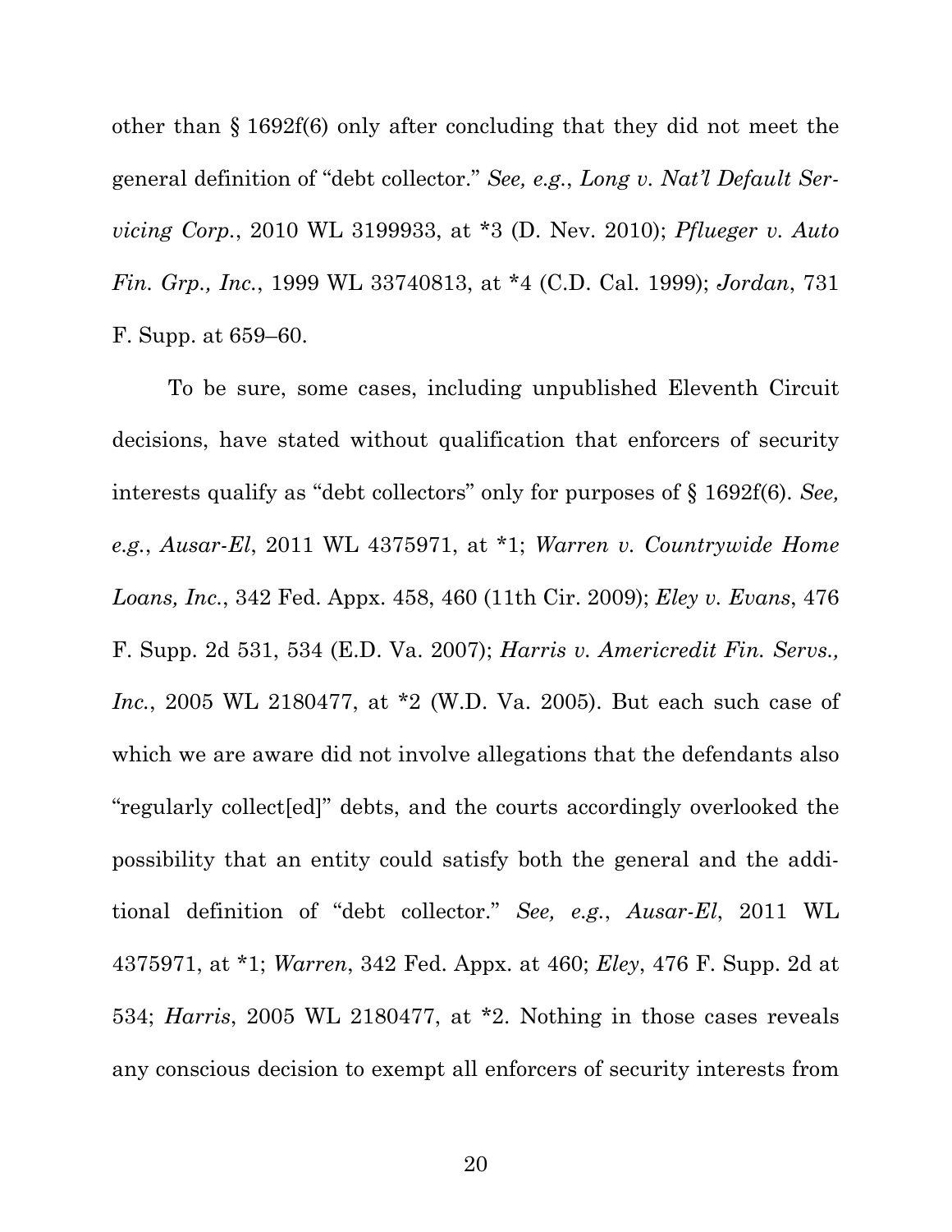other than § 1692f(6) only after concluding that they did not meet the general definition of "debt collector." *See, e.g.*, *Long v. Nat'l Default Servicing Corp.*, 2010 WL 3199933, at *3 (D. Nev. 2010); *Pflueger v. Auto Fin. Grp., Inc.*, 1999 WL 33740813, at *4 (C.D. Cal. 1999); *Jordan*, 731 F. Supp. at 659–60.

To be sure, some cases, including unpublished Eleventh Circuit decisions, have stated without qualification that enforcers of security interests qualify as "debt collectors" only for purposes of § 1692f(6). *See, e.g.*, *Ausar-El*, 2011 WL 4375971, at *1; *Warren v. Countrywide Home Loans, Inc.*, 342 Fed. Appx. 458, 460 (11th Cir. 2009); *Eley v. Evans*, 476 F. Supp. 2d 531, 534 (E.D. Va. 2007); *Harris v. Americredit Fin. Servs., Inc.*, 2005 WL 2180477, at *2 (W.D. Va. 2005). But each such case of which we are aware did not involve allegations that the defendants also "regularly collect[ed]" debts, and the courts accordingly overlooked the possibility that an entity could satisfy both the general and the additional definition of "debt collector." *See, e.g.*, *Ausar-El*, 2011 WL 4375971, at *1; *Warren*, 342 Fed. Appx. at 460; *Eley*, 476 F. Supp. 2d at 534; *Harris*, 2005 WL 2180477, at *2. Nothing in those cases reveals any conscious decision to exempt all enforcers of security interests from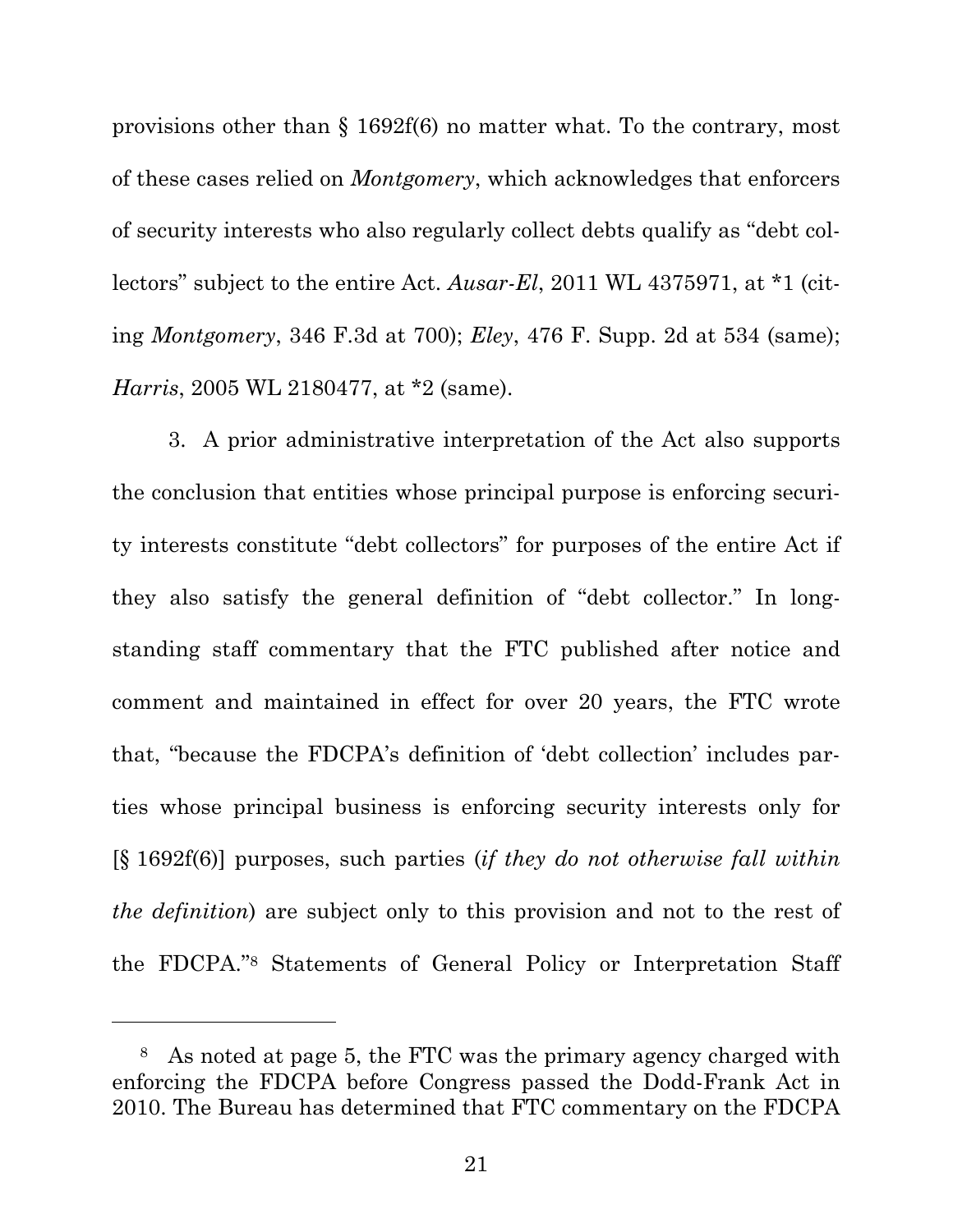provisions other than § 1692f(6) no matter what. To the contrary, most of these cases relied on *Montgomery*, which acknowledges that enforcers of security interests who also regularly collect debts qualify as "debt collectors" subject to the entire Act. *Ausar-El*, 2011 WL 4375971, at *1 (citing *Montgomery*, 346 F.3d at 700); *Eley*, 476 F. Supp. 2d at 534 (same); *Harris*, 2005 WL 2180477, at *2 (same).

3. A prior administrative interpretation of the Act also supports the conclusion that entities whose principal purpose is enforcing security interests constitute "debt collectors" for purposes of the entire Act if they also satisfy the general definition of "debt collector." In long-standing staff commentary that the FTC published after notice and comment and maintained in effect for over 20 years, the FTC wrote that, "because the FDCPA's definition of 'debt collection' includes parties whose principal business is enforcing security interests only for [§ 1692f(6)] purposes, such parties (*if they do not otherwise fall within the definition*) are subject only to this provision and not to the rest of the FDCPA."[8] Statements of General Policy or Interpretation Staff

---

[8] As noted at page 5, the FTC was the primary agency charged with enforcing the FDCPA before Congress passed the Dodd-Frank Act in 2010. The Bureau has determined that FTC commentary on the FDCPA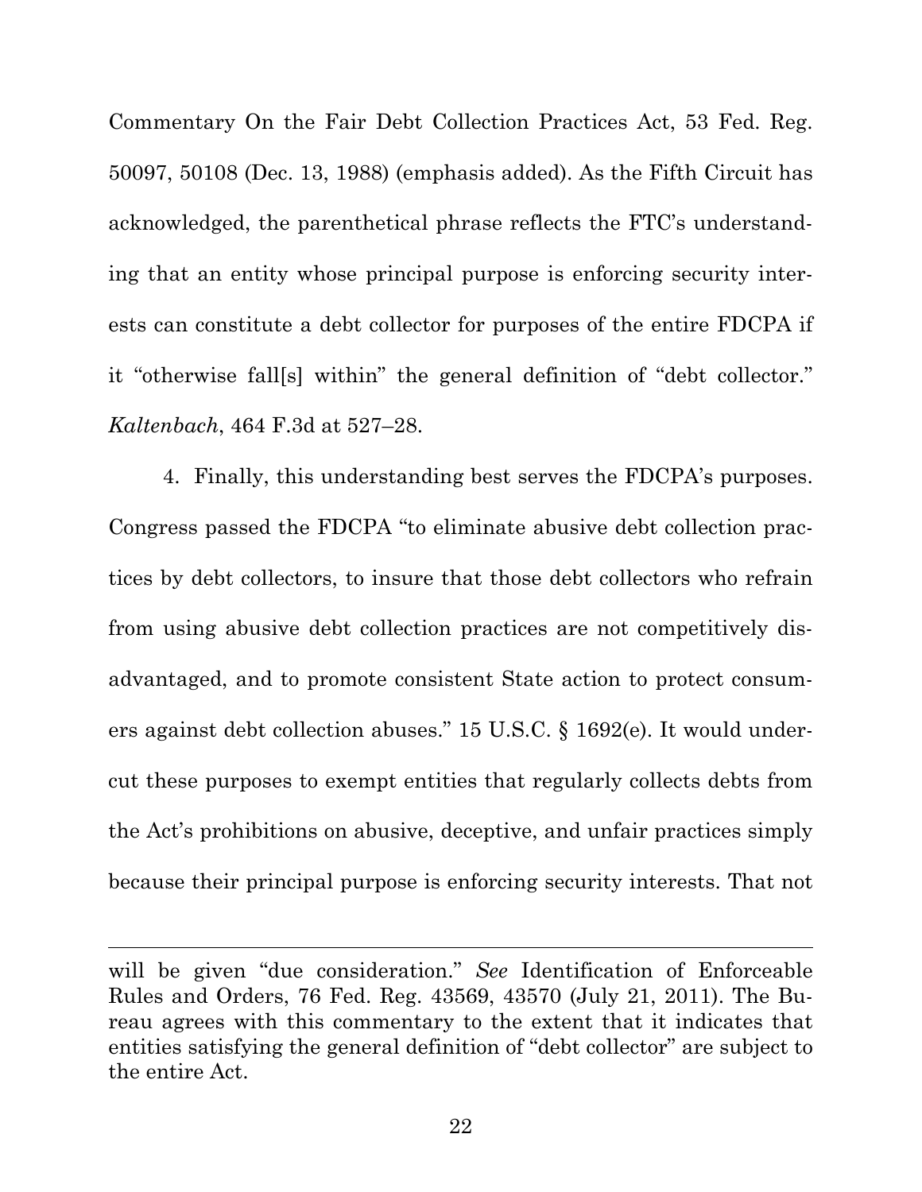Commentary On the Fair Debt Collection Practices Act, 53 Fed. Reg. 50097, 50108 (Dec. 13, 1988) (emphasis added). As the Fifth Circuit has acknowledged, the parenthetical phrase reflects the FTC's understanding that an entity whose principal purpose is enforcing security interests can constitute a debt collector for purposes of the entire FDCPA if it "otherwise fall[s] within" the general definition of "debt collector." *Kaltenbach*, 464 F.3d at 527–28.

4. Finally, this understanding best serves the FDCPA's purposes. Congress passed the FDCPA "to eliminate abusive debt collection practices by debt collectors, to insure that those debt collectors who refrain from using abusive debt collection practices are not competitively disadvantaged, and to promote consistent State action to protect consumers against debt collection abuses." 15 U.S.C. § 1692(e). It would undercut these purposes to exempt entities that regularly collects debts from the Act's prohibitions on abusive, deceptive, and unfair practices simply because their principal purpose is enforcing security interests. That not

---

will be given "due consideration." *See* Identification of Enforceable Rules and Orders, 76 Fed. Reg. 43569, 43570 (July 21, 2011). The Bureau agrees with this commentary to the extent that it indicates that entities satisfying the general definition of "debt collector" are subject to the entire Act.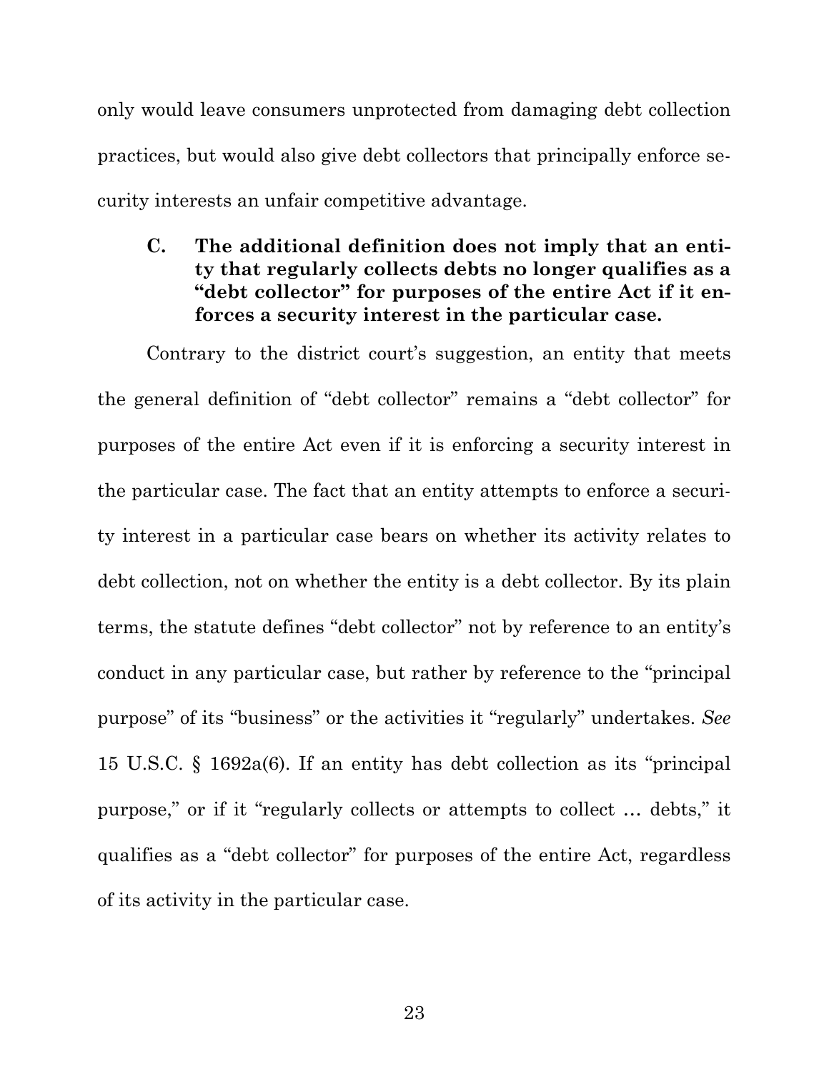only would leave consumers unprotected from damaging debt collection practices, but would also give debt collectors that principally enforce security interests an unfair competitive advantage.

### C. The additional definition does not imply that an entity that regularly collects debts no longer qualifies as a "debt collector" for purposes of the entire Act if it enforces a security interest in the particular case.

Contrary to the district court's suggestion, an entity that meets the general definition of "debt collector" remains a "debt collector" for purposes of the entire Act even if it is enforcing a security interest in the particular case. The fact that an entity attempts to enforce a security interest in a particular case bears on whether its activity relates to debt collection, not on whether the entity is a debt collector. By its plain terms, the statute defines "debt collector" not by reference to an entity's conduct in any particular case, but rather by reference to the "principal purpose" of its "business" or the activities it "regularly" undertakes. *See* 15 U.S.C. § 1692a(6). If an entity has debt collection as its "principal purpose," or if it "regularly collects or attempts to collect … debts," it qualifies as a "debt collector" for purposes of the entire Act, regardless of its activity in the particular case.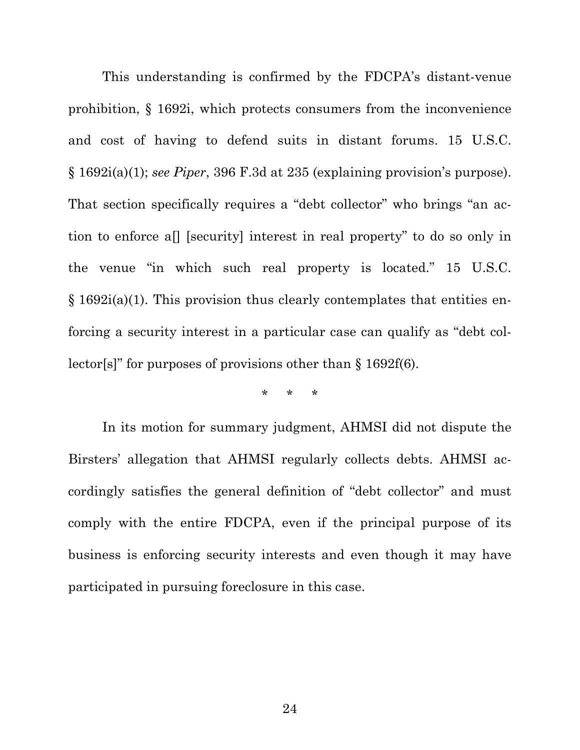This understanding is confirmed by the FDCPA's distant-venue prohibition, § 1692i, which protects consumers from the inconvenience and cost of having to defend suits in distant forums. 15 U.S.C. § 1692i(a)(1); *see Piper*, 396 F.3d at 235 (explaining provision's purpose). That section specifically requires a "debt collector" who brings "an action to enforce a[] [security] interest in real property" to do so only in the venue "in which such real property is located." 15 U.S.C. § 1692i(a)(1). This provision thus clearly contemplates that entities enforcing a security interest in a particular case can qualify as "debt collector[s]" for purposes of provisions other than § 1692f(6).

\* \* \*

In its motion for summary judgment, AHMSI did not dispute the Birsters' allegation that AHMSI regularly collects debts. AHMSI accordingly satisfies the general definition of "debt collector" and must comply with the entire FDCPA, even if the principal purpose of its business is enforcing security interests and even though it may have participated in pursuing foreclosure in this case.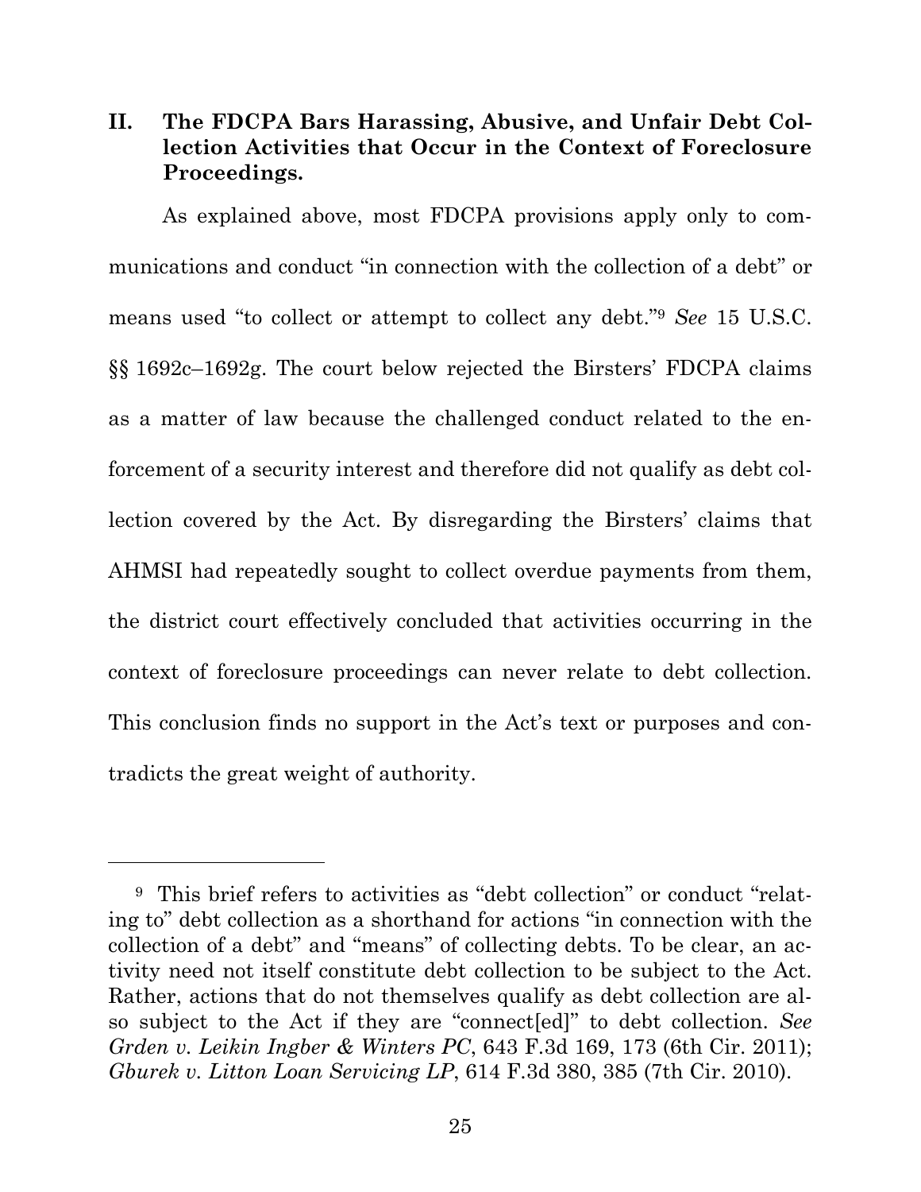## II. The FDCPA Bars Harassing, Abusive, and Unfair Debt Collection Activities that Occur in the Context of Foreclosure Proceedings.

As explained above, most FDCPA provisions apply only to communications and conduct "in connection with the collection of a debt" or means used "to collect or attempt to collect any debt."[9] *See* 15 U.S.C. §§ 1692c–1692g. The court below rejected the Birsters' FDCPA claims as a matter of law because the challenged conduct related to the enforcement of a security interest and therefore did not qualify as debt collection covered by the Act. By disregarding the Birsters' claims that AHMSI had repeatedly sought to collect overdue payments from them, the district court effectively concluded that activities occurring in the context of foreclosure proceedings can never relate to debt collection. This conclusion finds no support in the Act's text or purposes and contradicts the great weight of authority.

---

[9] This brief refers to activities as "debt collection" or conduct "relating to" debt collection as a shorthand for actions "in connection with the collection of a debt" and "means" of collecting debts. To be clear, an activity need not itself constitute debt collection to be subject to the Act. Rather, actions that do not themselves qualify as debt collection are also subject to the Act if they are "connect[ed]" to debt collection. *See Grden v. Leikin Ingber & Winters PC*, 643 F.3d 169, 173 (6th Cir. 2011); *Gburek v. Litton Loan Servicing LP*, 614 F.3d 380, 385 (7th Cir. 2010).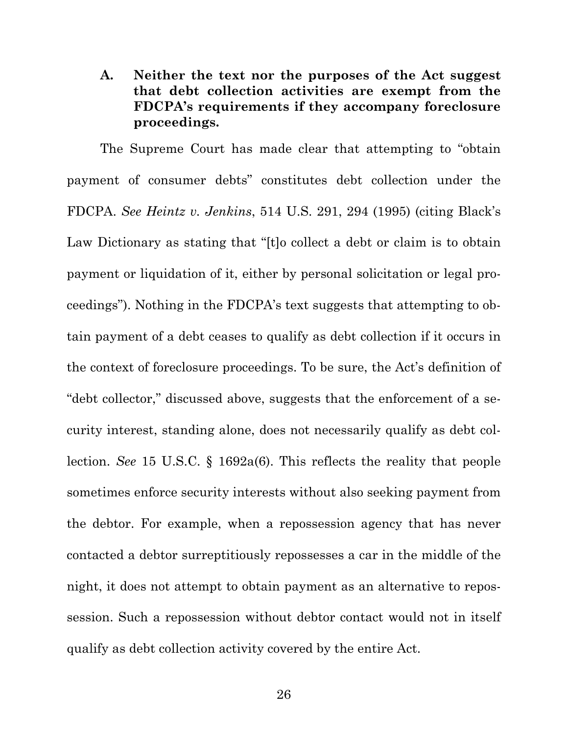### A. Neither the text nor the purposes of the Act suggest that debt collection activities are exempt from the FDCPA's requirements if they accompany foreclosure proceedings.

The Supreme Court has made clear that attempting to "obtain payment of consumer debts" constitutes debt collection under the FDCPA. *See Heintz v. Jenkins*, 514 U.S. 291, 294 (1995) (citing Black's Law Dictionary as stating that "[t]o collect a debt or claim is to obtain payment or liquidation of it, either by personal solicitation or legal proceedings"). Nothing in the FDCPA's text suggests that attempting to obtain payment of a debt ceases to qualify as debt collection if it occurs in the context of foreclosure proceedings. To be sure, the Act's definition of "debt collector," discussed above, suggests that the enforcement of a security interest, standing alone, does not necessarily qualify as debt collection. *See* 15 U.S.C. § 1692a(6). This reflects the reality that people sometimes enforce security interests without also seeking payment from the debtor. For example, when a repossession agency that has never contacted a debtor surreptitiously repossesses a car in the middle of the night, it does not attempt to obtain payment as an alternative to repossession. Such a repossession without debtor contact would not in itself qualify as debt collection activity covered by the entire Act.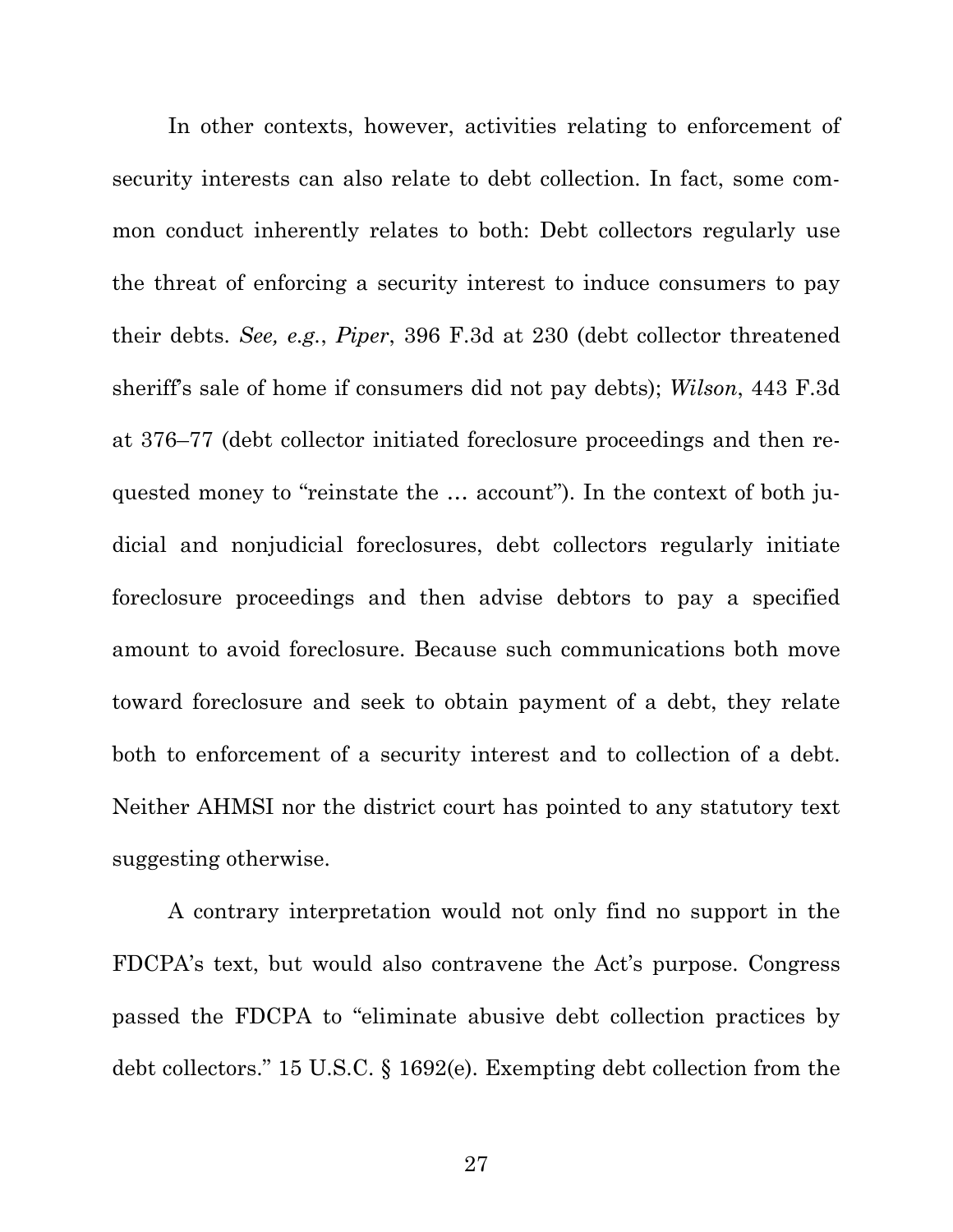In other contexts, however, activities relating to enforcement of security interests can also relate to debt collection. In fact, some common conduct inherently relates to both: Debt collectors regularly use the threat of enforcing a security interest to induce consumers to pay their debts. *See, e.g.*, *Piper*, 396 F.3d at 230 (debt collector threatened sheriff's sale of home if consumers did not pay debts); *Wilson*, 443 F.3d at 376–77 (debt collector initiated foreclosure proceedings and then requested money to "reinstate the … account"). In the context of both judicial and nonjudicial foreclosures, debt collectors regularly initiate foreclosure proceedings and then advise debtors to pay a specified amount to avoid foreclosure. Because such communications both move toward foreclosure and seek to obtain payment of a debt, they relate both to enforcement of a security interest and to collection of a debt. Neither AHMSI nor the district court has pointed to any statutory text suggesting otherwise.

A contrary interpretation would not only find no support in the FDCPA's text, but would also contravene the Act's purpose. Congress passed the FDCPA to "eliminate abusive debt collection practices by debt collectors." 15 U.S.C. § 1692(e). Exempting debt collection from the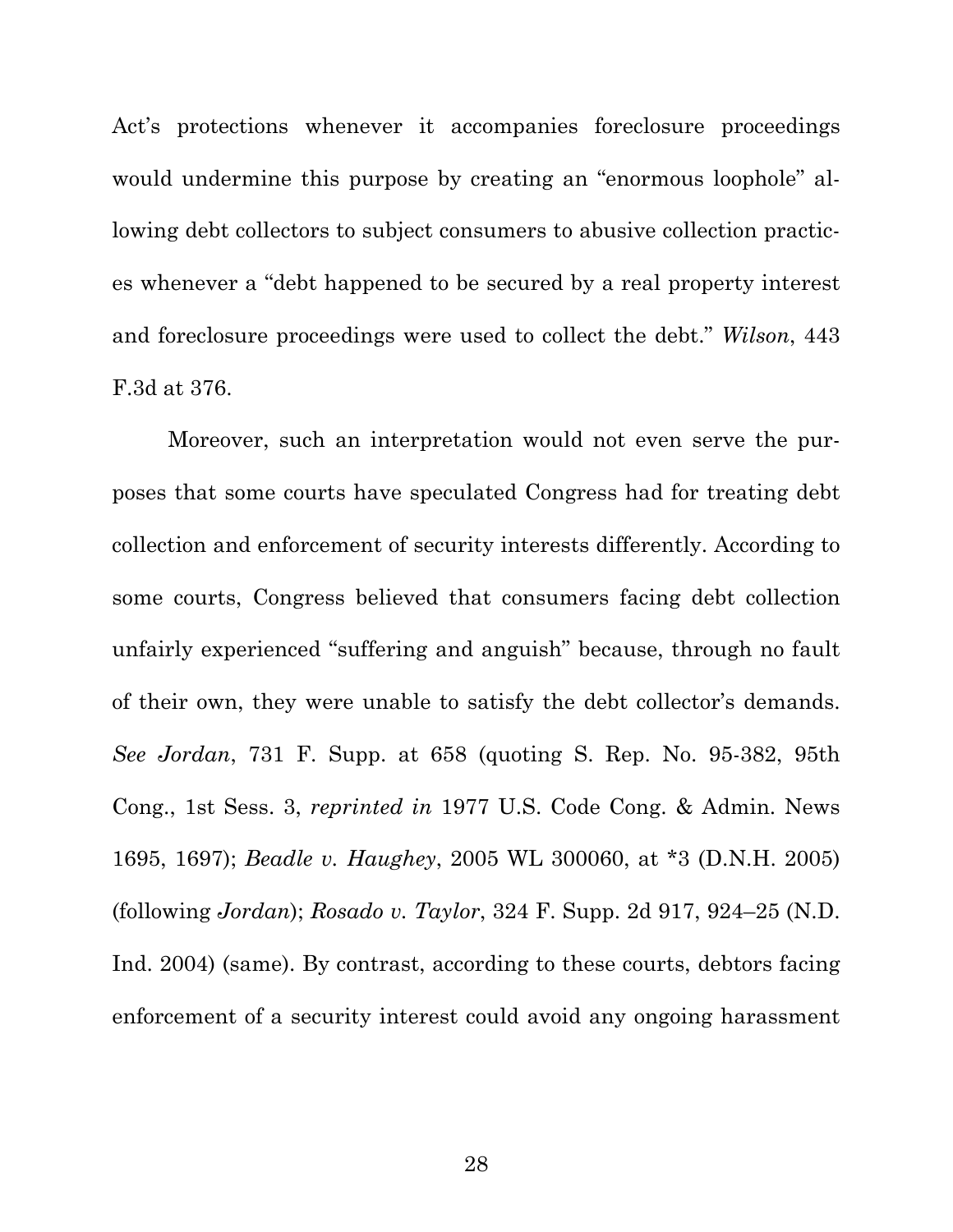Act's protections whenever it accompanies foreclosure proceedings would undermine this purpose by creating an "enormous loophole" allowing debt collectors to subject consumers to abusive collection practices whenever a "debt happened to be secured by a real property interest and foreclosure proceedings were used to collect the debt." *Wilson*, 443 F.3d at 376.

Moreover, such an interpretation would not even serve the purposes that some courts have speculated Congress had for treating debt collection and enforcement of security interests differently. According to some courts, Congress believed that consumers facing debt collection unfairly experienced "suffering and anguish" because, through no fault of their own, they were unable to satisfy the debt collector's demands. *See Jordan*, 731 F. Supp. at 658 (quoting S. Rep. No. 95-382, 95th Cong., 1st Sess. 3, *reprinted in* 1977 U.S. Code Cong. & Admin. News 1695, 1697); *Beadle v. Haughey*, 2005 WL 300060, at *3 (D.N.H. 2005) (following *Jordan*); *Rosado v. Taylor*, 324 F. Supp. 2d 917, 924–25 (N.D. Ind. 2004) (same). By contrast, according to these courts, debtors facing enforcement of a security interest could avoid any ongoing harassment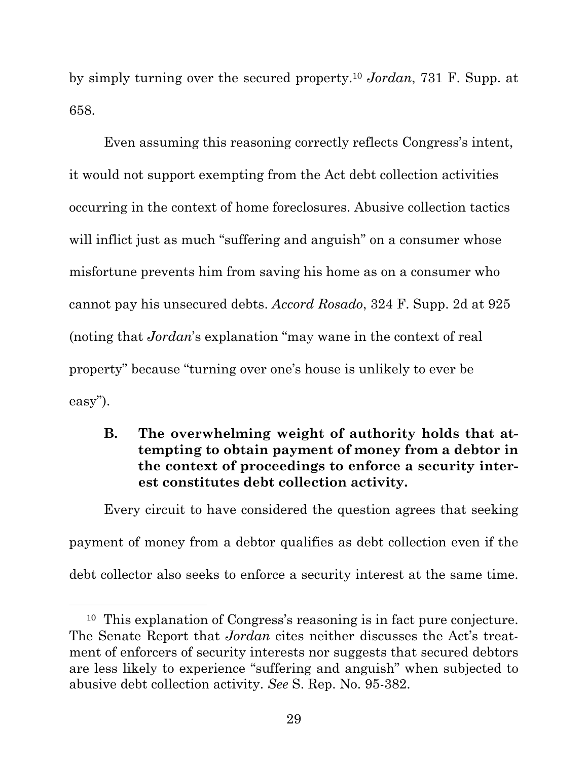by simply turning over the secured property.[10] *Jordan*, 731 F. Supp. at 658.

Even assuming this reasoning correctly reflects Congress's intent, it would not support exempting from the Act debt collection activities occurring in the context of home foreclosures. Abusive collection tactics will inflict just as much "suffering and anguish" on a consumer whose misfortune prevents him from saving his home as on a consumer who cannot pay his unsecured debts. *Accord Rosado*, 324 F. Supp. 2d at 925 (noting that *Jordan*'s explanation "may wane in the context of real property" because "turning over one's house is unlikely to ever be easy").

### B. The overwhelming weight of authority holds that attempting to obtain payment of money from a debtor in the context of proceedings to enforce a security interest constitutes debt collection activity.

Every circuit to have considered the question agrees that seeking payment of money from a debtor qualifies as debt collection even if the debt collector also seeks to enforce a security interest at the same time.

---

[10] This explanation of Congress's reasoning is in fact pure conjecture. The Senate Report that *Jordan* cites neither discusses the Act's treatment of enforcers of security interests nor suggests that secured debtors are less likely to experience "suffering and anguish" when subjected to abusive debt collection activity. *See* S. Rep. No. 95-382.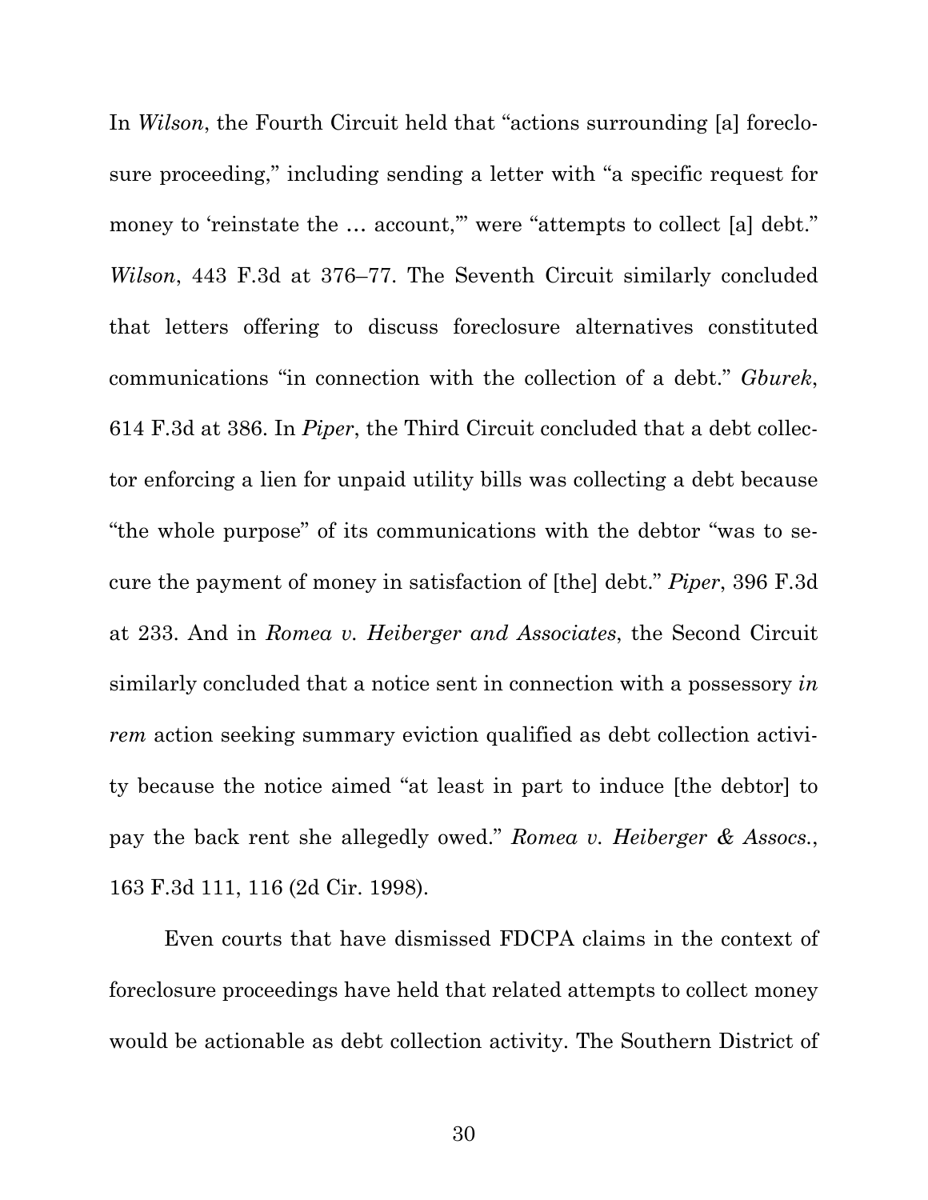In *Wilson*, the Fourth Circuit held that "actions surrounding [a] foreclosure proceeding," including sending a letter with "a specific request for money to 'reinstate the … account,'" were "attempts to collect [a] debt." *Wilson*, 443 F.3d at 376–77. The Seventh Circuit similarly concluded that letters offering to discuss foreclosure alternatives constituted communications "in connection with the collection of a debt." *Gburek*, 614 F.3d at 386. In *Piper*, the Third Circuit concluded that a debt collector enforcing a lien for unpaid utility bills was collecting a debt because "the whole purpose" of its communications with the debtor "was to secure the payment of money in satisfaction of [the] debt." *Piper*, 396 F.3d at 233. And in *Romea v. Heiberger and Associates*, the Second Circuit similarly concluded that a notice sent in connection with a possessory *in rem* action seeking summary eviction qualified as debt collection activity because the notice aimed "at least in part to induce [the debtor] to pay the back rent she allegedly owed." *Romea v. Heiberger & Assocs.*, 163 F.3d 111, 116 (2d Cir. 1998).

Even courts that have dismissed FDCPA claims in the context of foreclosure proceedings have held that related attempts to collect money would be actionable as debt collection activity. The Southern District of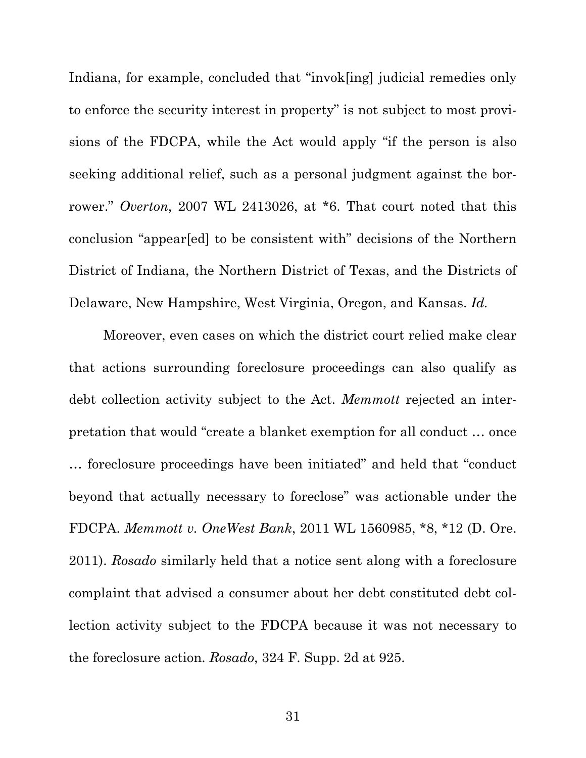Indiana, for example, concluded that "invok[ing] judicial remedies only to enforce the security interest in property" is not subject to most provisions of the FDCPA, while the Act would apply "if the person is also seeking additional relief, such as a personal judgment against the borrower." *Overton*, 2007 WL 2413026, at *6. That court noted that this conclusion "appear[ed] to be consistent with" decisions of the Northern District of Indiana, the Northern District of Texas, and the Districts of Delaware, New Hampshire, West Virginia, Oregon, and Kansas. *Id.*

Moreover, even cases on which the district court relied make clear that actions surrounding foreclosure proceedings can also qualify as debt collection activity subject to the Act. *Memmott* rejected an interpretation that would "create a blanket exemption for all conduct … once … foreclosure proceedings have been initiated" and held that "conduct beyond that actually necessary to foreclose" was actionable under the FDCPA. *Memmott v. OneWest Bank*, 2011 WL 1560985, *8, *12 (D. Ore. 2011). *Rosado* similarly held that a notice sent along with a foreclosure complaint that advised a consumer about her debt constituted debt collection activity subject to the FDCPA because it was not necessary to the foreclosure action. *Rosado*, 324 F. Supp. 2d at 925.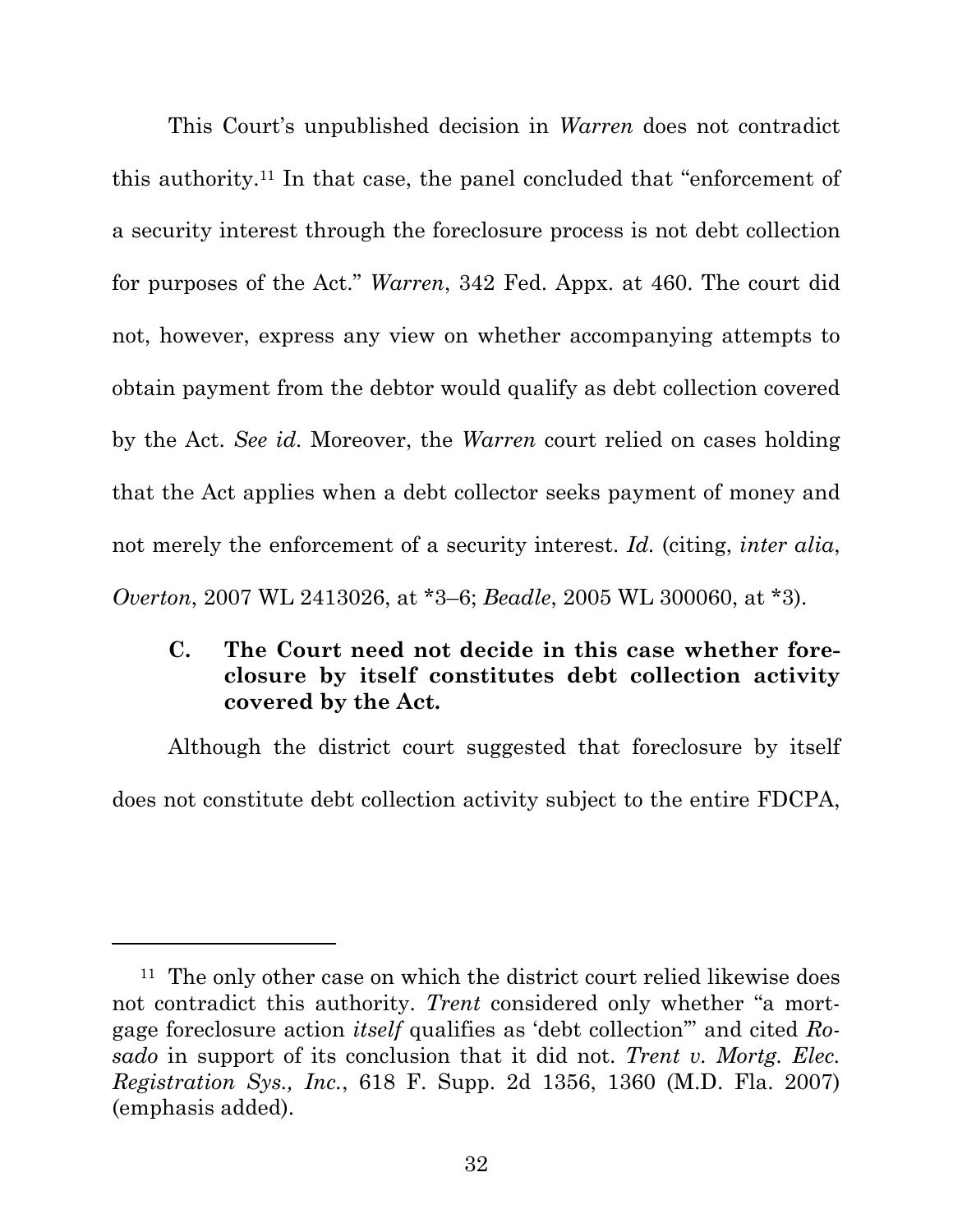This Court's unpublished decision in *Warren* does not contradict this authority.[11] In that case, the panel concluded that "enforcement of a security interest through the foreclosure process is not debt collection for purposes of the Act." *Warren*, 342 Fed. Appx. at 460. The court did not, however, express any view on whether accompanying attempts to obtain payment from the debtor would qualify as debt collection covered by the Act. *See id.* Moreover, the *Warren* court relied on cases holding that the Act applies when a debt collector seeks payment of money and not merely the enforcement of a security interest. *Id.* (citing, *inter alia*, *Overton*, 2007 WL 2413026, at *3–6; *Beadle*, 2005 WL 300060, at *3).

### C. The Court need not decide in this case whether foreclosure by itself constitutes debt collection activity covered by the Act.

Although the district court suggested that foreclosure by itself does not constitute debt collection activity subject to the entire FDCPA,

---

[11] The only other case on which the district court relied likewise does not contradict this authority. *Trent* considered only whether "a mortgage foreclosure action *itself* qualifies as 'debt collection'" and cited *Rosado* in support of its conclusion that it did not. *Trent v. Mortg. Elec. Registration Sys., Inc.*, 618 F. Supp. 2d 1356, 1360 (M.D. Fla. 2007) (emphasis added).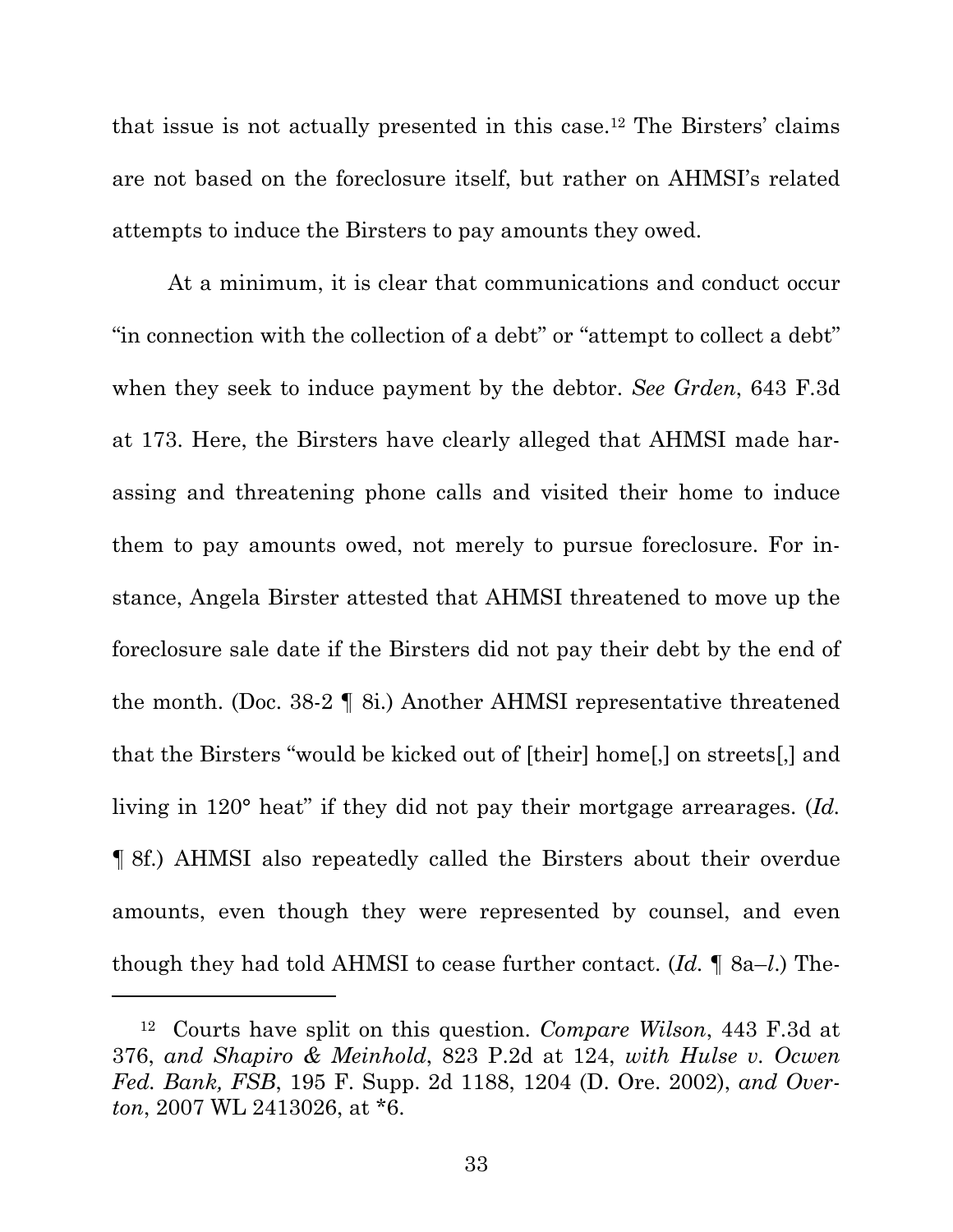that issue is not actually presented in this case.[12] The Birsters' claims are not based on the foreclosure itself, but rather on AHMSI's related attempts to induce the Birsters to pay amounts they owed.

At a minimum, it is clear that communications and conduct occur "in connection with the collection of a debt" or "attempt to collect a debt" when they seek to induce payment by the debtor. *See Grden*, 643 F.3d at 173. Here, the Birsters have clearly alleged that AHMSI made harassing and threatening phone calls and visited their home to induce them to pay amounts owed, not merely to pursue foreclosure. For instance, Angela Birster attested that AHMSI threatened to move up the foreclosure sale date if the Birsters did not pay their debt by the end of the month. (Doc. 38-2 ¶ 8i.) Another AHMSI representative threatened that the Birsters "would be kicked out of [their] home[,] on streets[,] and living in 120° heat" if they did not pay their mortgage arrearages. (*Id.* ¶ 8f.) AHMSI also repeatedly called the Birsters about their overdue amounts, even though they were represented by counsel, and even though they had told AHMSI to cease further contact. (*Id.* ¶ 8a–*l*.) The-

---

[12] Courts have split on this question. *Compare Wilson*, 443 F.3d at 376, *and Shapiro & Meinhold*, 823 P.2d at 124, *with Hulse v. Ocwen Fed. Bank, FSB*, 195 F. Supp. 2d 1188, 1204 (D. Ore. 2002), *and Overton*, 2007 WL 2413026, at *6.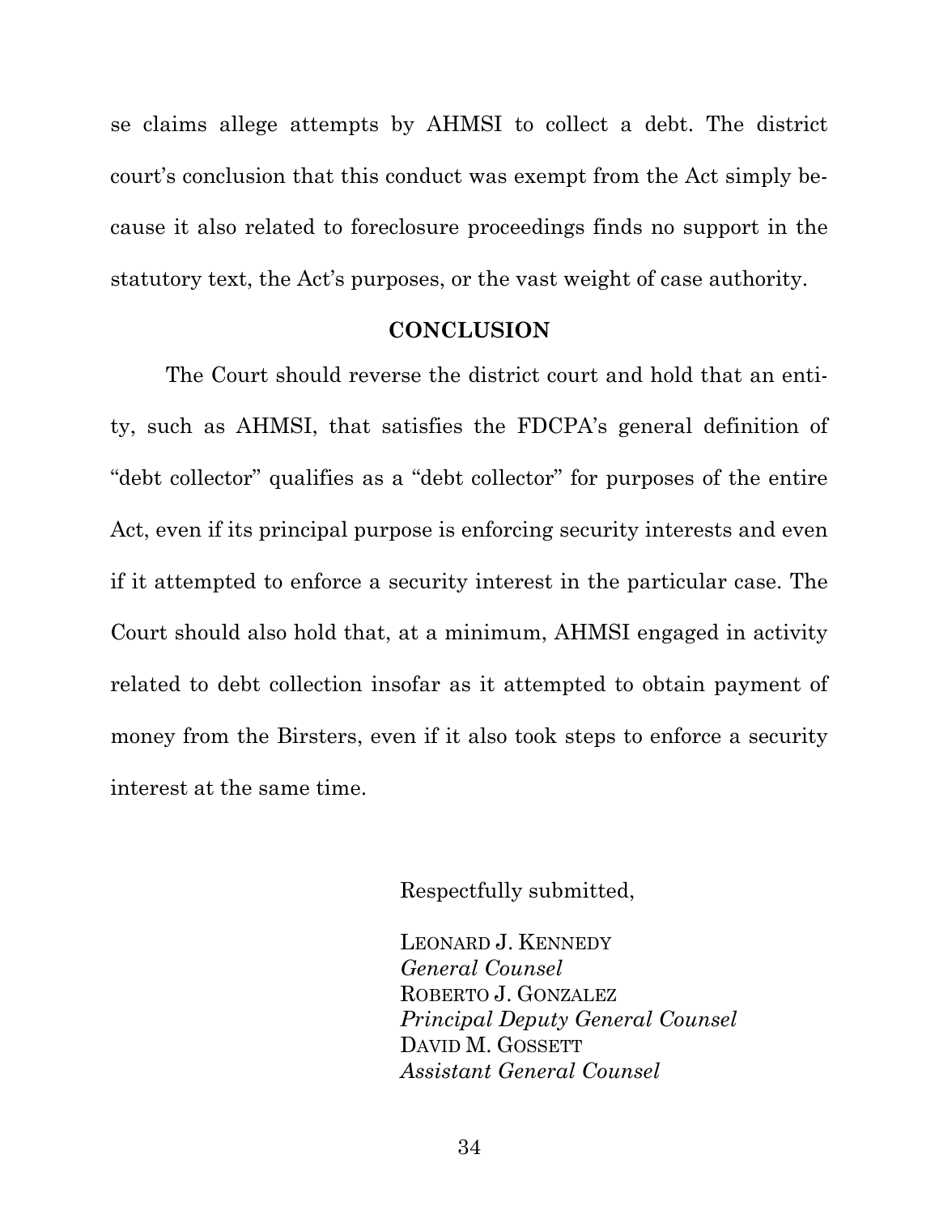se claims allege attempts by AHMSI to collect a debt. The district court's conclusion that this conduct was exempt from the Act simply because it also related to foreclosure proceedings finds no support in the statutory text, the Act's purposes, or the vast weight of case authority.

## CONCLUSION

The Court should reverse the district court and hold that an entity, such as AHMSI, that satisfies the FDCPA's general definition of "debt collector" qualifies as a "debt collector" for purposes of the entire Act, even if its principal purpose is enforcing security interests and even if it attempted to enforce a security interest in the particular case. The Court should also hold that, at a minimum, AHMSI engaged in activity related to debt collection insofar as it attempted to obtain payment of money from the Birsters, even if it also took steps to enforce a security interest at the same time.

Respectfully submitted,

LEONARD J. KENNEDY
*General Counsel*
ROBERTO J. GONZALEZ
*Principal Deputy General Counsel*
DAVID M. GOSSETT
*Assistant General Counsel*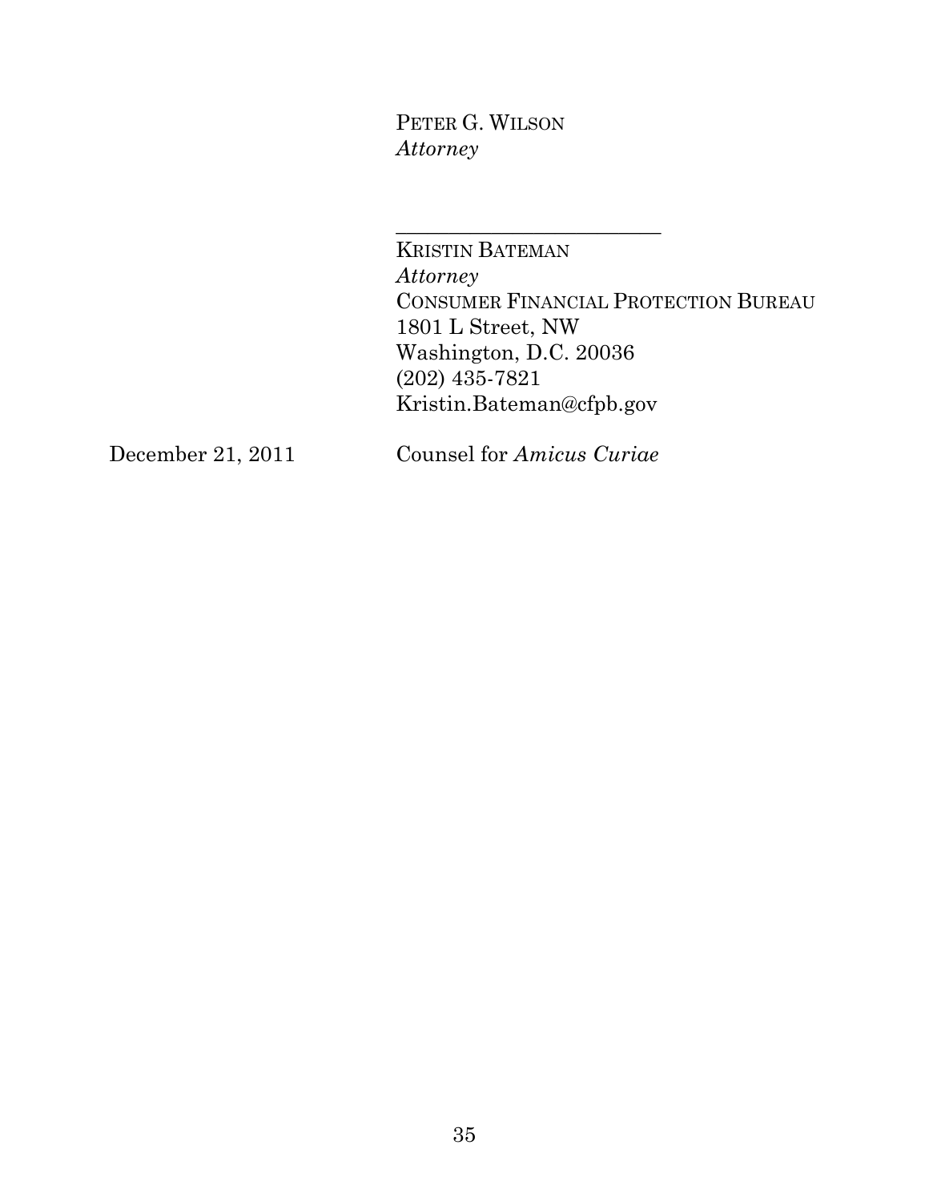PETER G. WILSON
*Attorney*

\_\_\_\_\_\_\_\_\_\_\_\_\_\_\_\_\_\_\_\_\_\_\_\_\_\_

KRISTIN BATEMAN
*Attorney*
CONSUMER FINANCIAL PROTECTION BUREAU
1801 L Street, NW
Washington, D.C. 20036
(202) 435-7821
Kristin.Bateman@cfpb.gov

December 21, 2011 — Counsel for *Amicus Curiae*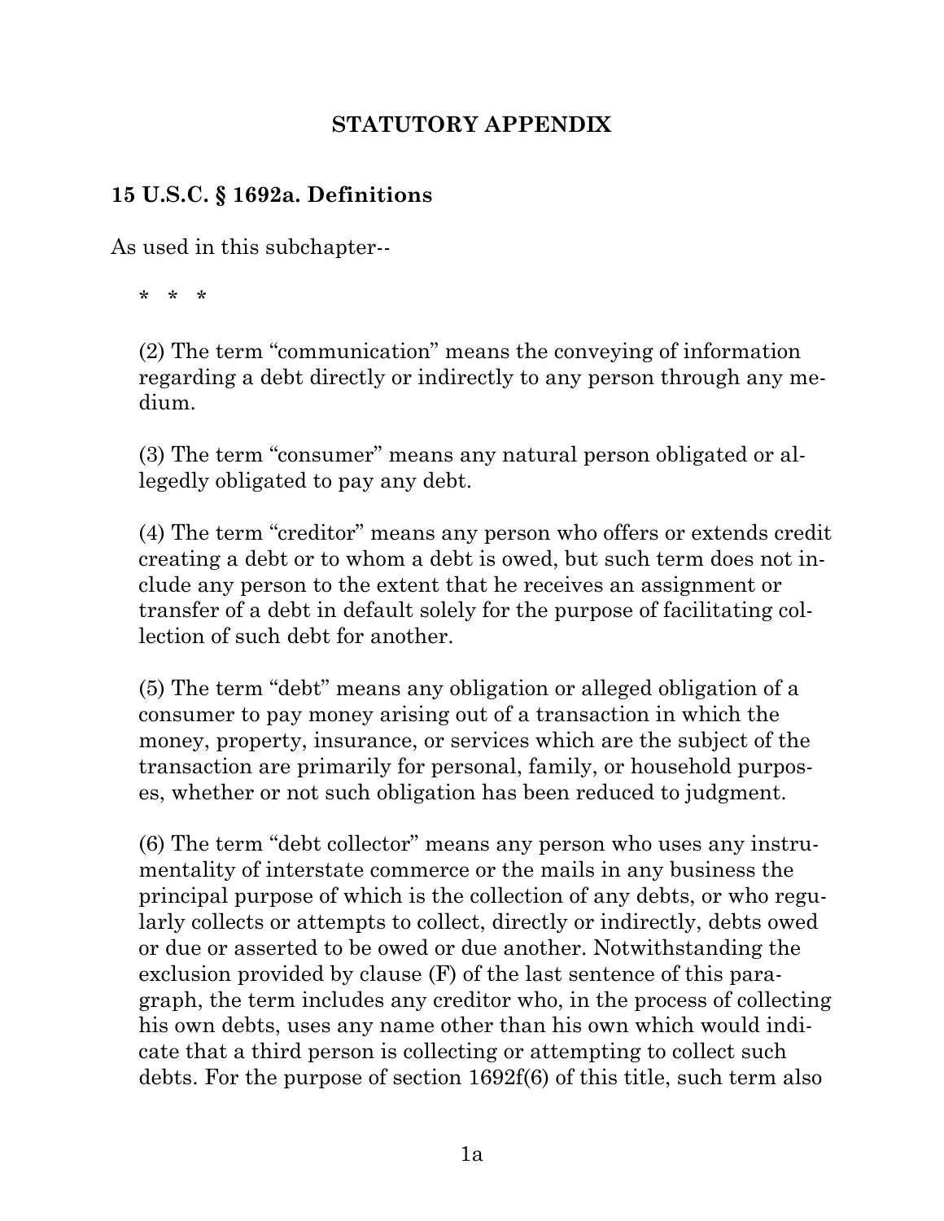## STATUTORY APPENDIX

### 15 U.S.C. § 1692a. Definitions

As used in this subchapter--

\* \* \*

(2) The term “communication” means the conveying of information regarding a debt directly or indirectly to any person through any medium.

(3) The term “consumer” means any natural person obligated or allegedly obligated to pay any debt.

(4) The term “creditor” means any person who offers or extends credit creating a debt or to whom a debt is owed, but such term does not include any person to the extent that he receives an assignment or transfer of a debt in default solely for the purpose of facilitating collection of such debt for another.

(5) The term “debt” means any obligation or alleged obligation of a consumer to pay money arising out of a transaction in which the money, property, insurance, or services which are the subject of the transaction are primarily for personal, family, or household purposes, whether or not such obligation has been reduced to judgment.

(6) The term “debt collector” means any person who uses any instrumentality of interstate commerce or the mails in any business the principal purpose of which is the collection of any debts, or who regularly collects or attempts to collect, directly or indirectly, debts owed or due or asserted to be owed or due another. Notwithstanding the exclusion provided by clause (F) of the last sentence of this paragraph, the term includes any creditor who, in the process of collecting his own debts, uses any name other than his own which would indicate that a third person is collecting or attempting to collect such debts. For the purpose of section 1692f(6) of this title, such term also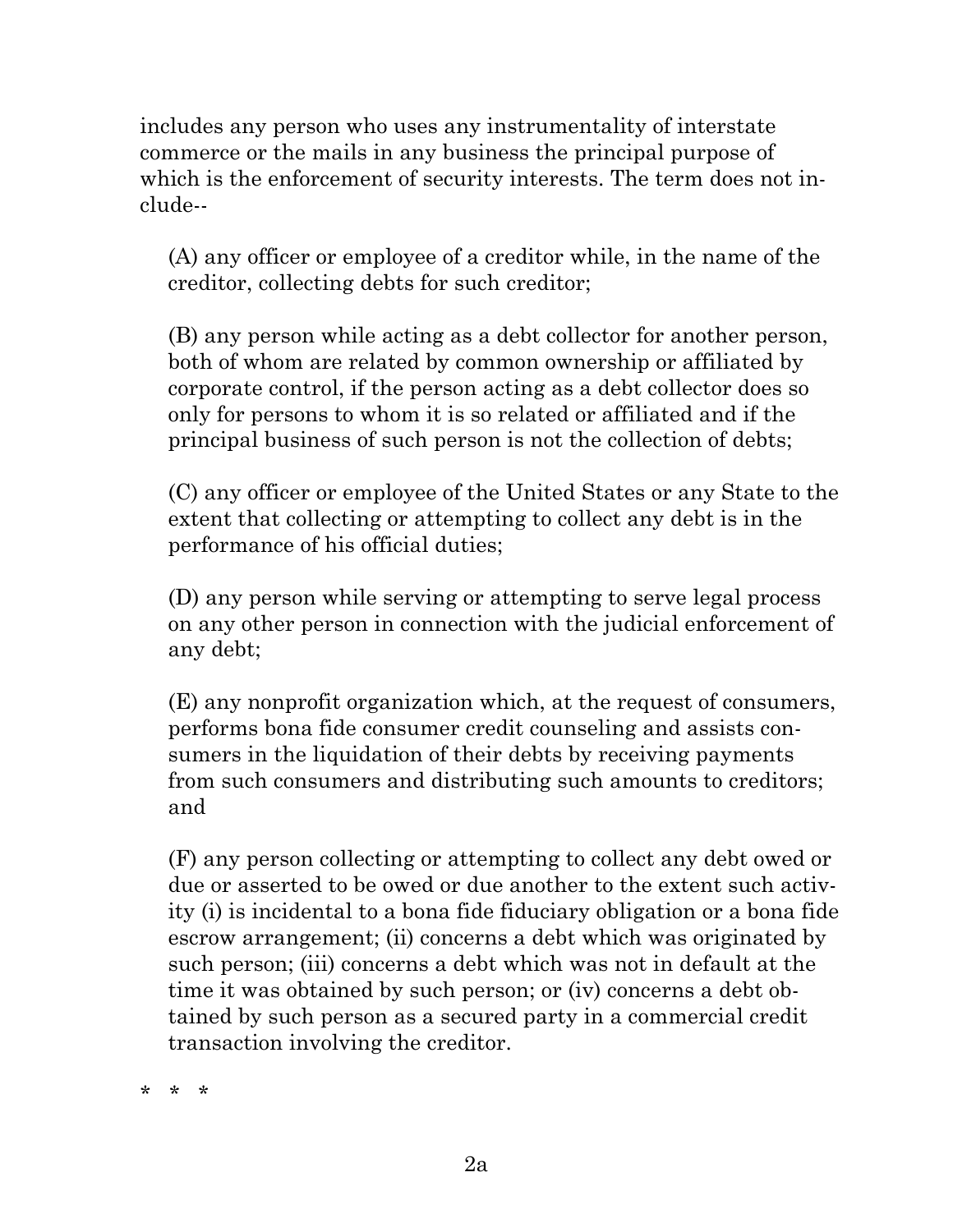includes any person who uses any instrumentality of interstate commerce or the mails in any business the principal purpose of which is the enforcement of security interests. The term does not include--

(A) any officer or employee of a creditor while, in the name of the creditor, collecting debts for such creditor;

(B) any person while acting as a debt collector for another person, both of whom are related by common ownership or affiliated by corporate control, if the person acting as a debt collector does so only for persons to whom it is so related or affiliated and if the principal business of such person is not the collection of debts;

(C) any officer or employee of the United States or any State to the extent that collecting or attempting to collect any debt is in the performance of his official duties;

(D) any person while serving or attempting to serve legal process on any other person in connection with the judicial enforcement of any debt;

(E) any nonprofit organization which, at the request of consumers, performs bona fide consumer credit counseling and assists consumers in the liquidation of their debts by receiving payments from such consumers and distributing such amounts to creditors; and

(F) any person collecting or attempting to collect any debt owed or due or asserted to be owed or due another to the extent such activity (i) is incidental to a bona fide fiduciary obligation or a bona fide escrow arrangement; (ii) concerns a debt which was originated by such person; (iii) concerns a debt which was not in default at the time it was obtained by such person; or (iv) concerns a debt obtained by such person as a secured party in a commercial credit transaction involving the creditor.

\* \* \*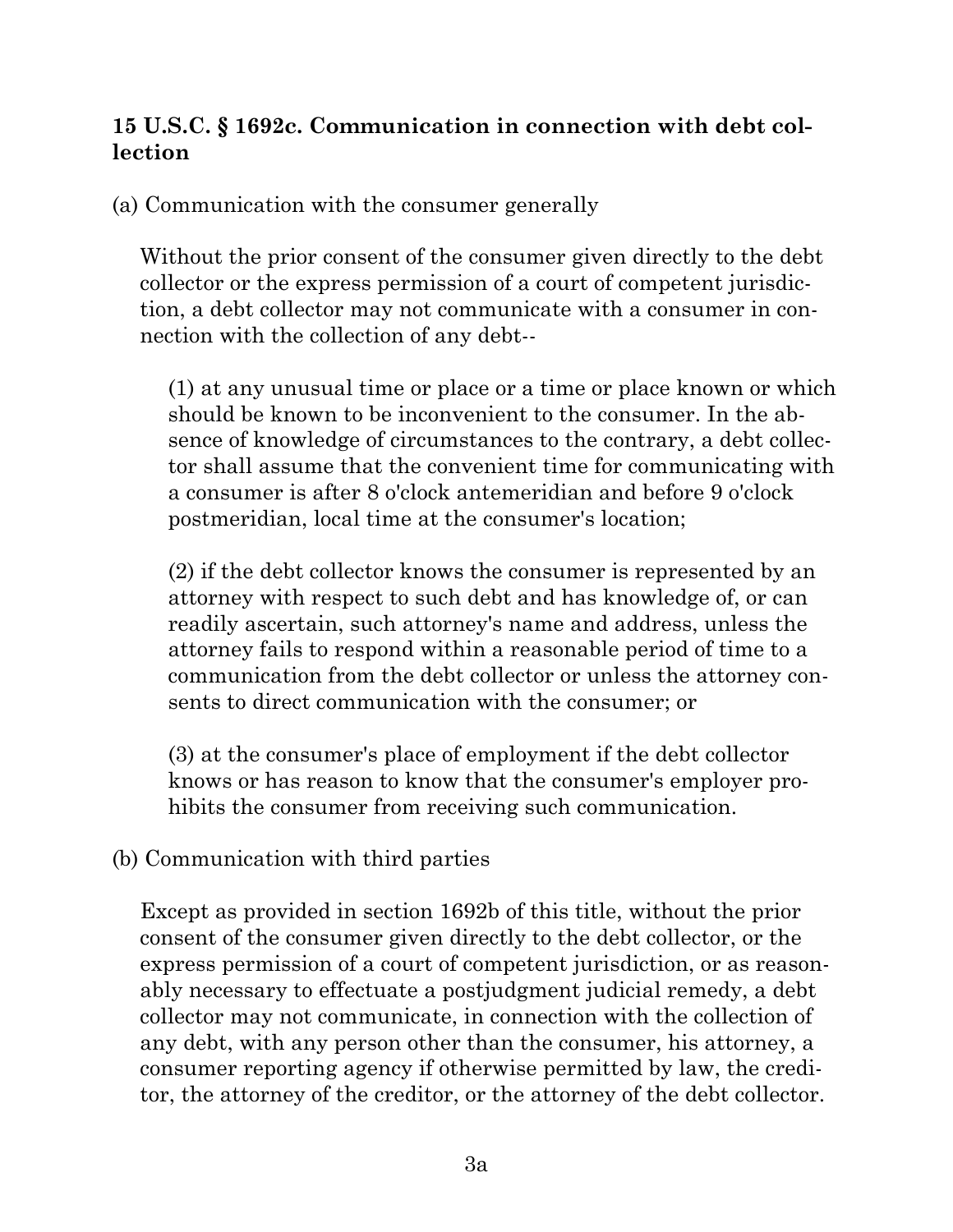**15 U.S.C. § 1692c. Communication in connection with debt collection**

(a) Communication with the consumer generally

Without the prior consent of the consumer given directly to the debt collector or the express permission of a court of competent jurisdiction, a debt collector may not communicate with a consumer in connection with the collection of any debt--

(1) at any unusual time or place or a time or place known or which should be known to be inconvenient to the consumer. In the absence of knowledge of circumstances to the contrary, a debt collector shall assume that the convenient time for communicating with a consumer is after 8 o'clock antemeridian and before 9 o'clock postmeridian, local time at the consumer's location;

(2) if the debt collector knows the consumer is represented by an attorney with respect to such debt and has knowledge of, or can readily ascertain, such attorney's name and address, unless the attorney fails to respond within a reasonable period of time to a communication from the debt collector or unless the attorney consents to direct communication with the consumer; or

(3) at the consumer's place of employment if the debt collector knows or has reason to know that the consumer's employer prohibits the consumer from receiving such communication.

(b) Communication with third parties

Except as provided in section 1692b of this title, without the prior consent of the consumer given directly to the debt collector, or the express permission of a court of competent jurisdiction, or as reasonably necessary to effectuate a postjudgment judicial remedy, a debt collector may not communicate, in connection with the collection of any debt, with any person other than the consumer, his attorney, a consumer reporting agency if otherwise permitted by law, the creditor, the attorney of the creditor, or the attorney of the debt collector.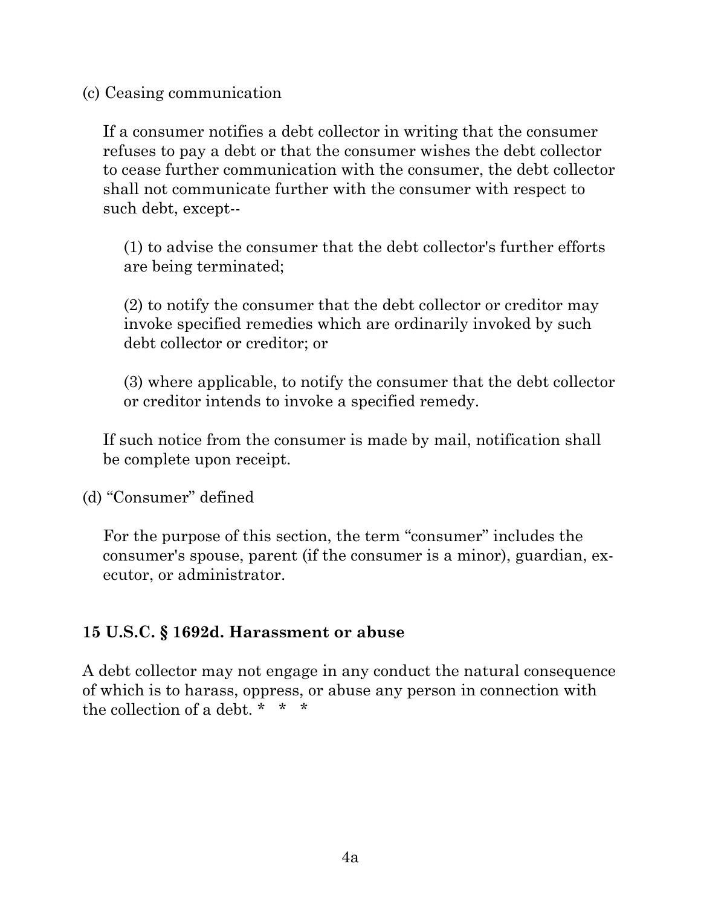(c) Ceasing communication

If a consumer notifies a debt collector in writing that the consumer refuses to pay a debt or that the consumer wishes the debt collector to cease further communication with the consumer, the debt collector shall not communicate further with the consumer with respect to such debt, except--

(1) to advise the consumer that the debt collector's further efforts are being terminated;

(2) to notify the consumer that the debt collector or creditor may invoke specified remedies which are ordinarily invoked by such debt collector or creditor; or

(3) where applicable, to notify the consumer that the debt collector or creditor intends to invoke a specified remedy.

If such notice from the consumer is made by mail, notification shall be complete upon receipt.

(d) "Consumer" defined

For the purpose of this section, the term "consumer" includes the consumer's spouse, parent (if the consumer is a minor), guardian, executor, or administrator.

**15 U.S.C. § 1692d. Harassment or abuse**

A debt collector may not engage in any conduct the natural consequence of which is to harass, oppress, or abuse any person in connection with the collection of a debt. * * *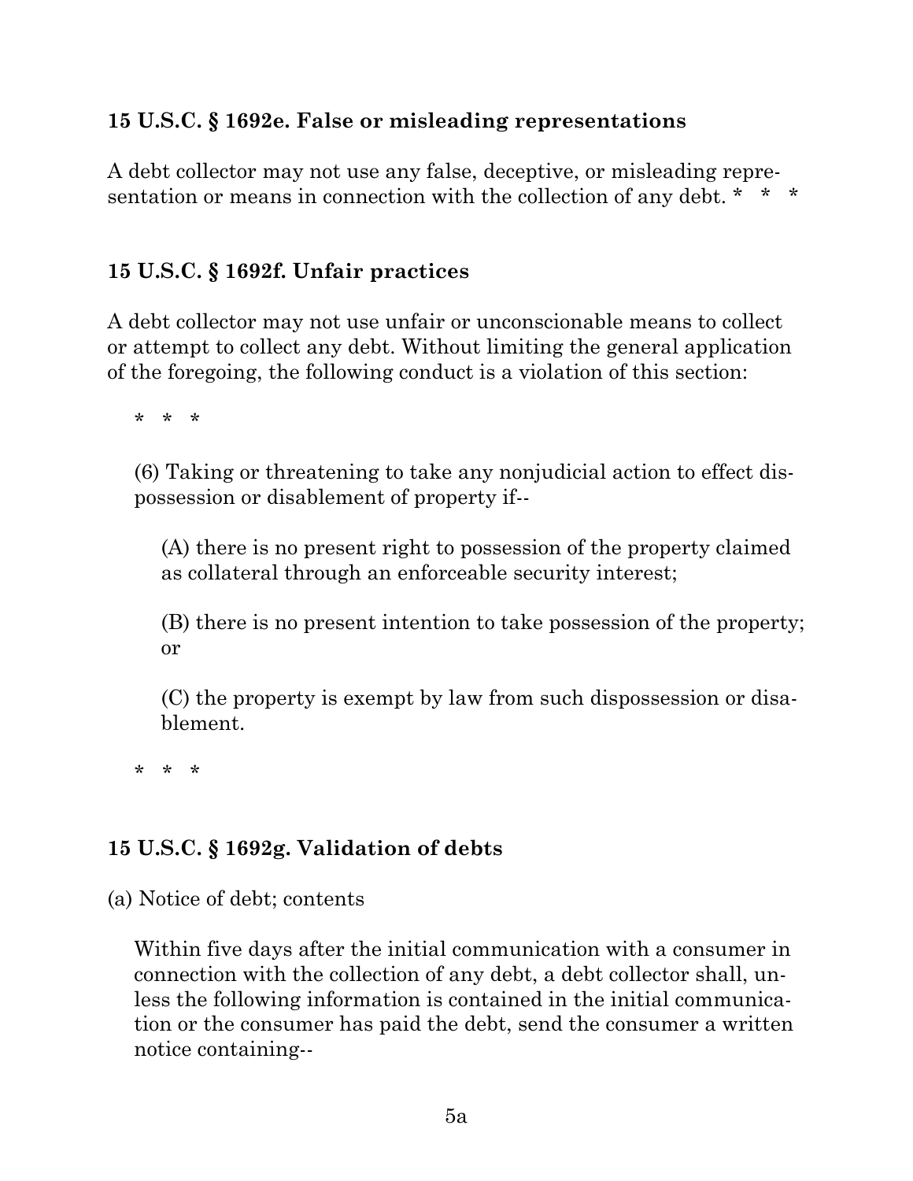### 15 U.S.C. § 1692e. False or misleading representations

A debt collector may not use any false, deceptive, or misleading representation or means in connection with the collection of any debt. * * *

### 15 U.S.C. § 1692f. Unfair practices

A debt collector may not use unfair or unconscionable means to collect or attempt to collect any debt. Without limiting the general application of the foregoing, the following conduct is a violation of this section:

> \* * *
>
> (6) Taking or threatening to take any nonjudicial action to effect dispossession or disablement of property if--
>
> > (A) there is no present right to possession of the property claimed as collateral through an enforceable security interest;
> >
> > (B) there is no present intention to take possession of the property; or
> >
> > (C) the property is exempt by law from such dispossession or disablement.
>
> \* * *

### 15 U.S.C. § 1692g. Validation of debts

(a) Notice of debt; contents

> Within five days after the initial communication with a consumer in connection with the collection of any debt, a debt collector shall, unless the following information is contained in the initial communication or the consumer has paid the debt, send the consumer a written notice containing--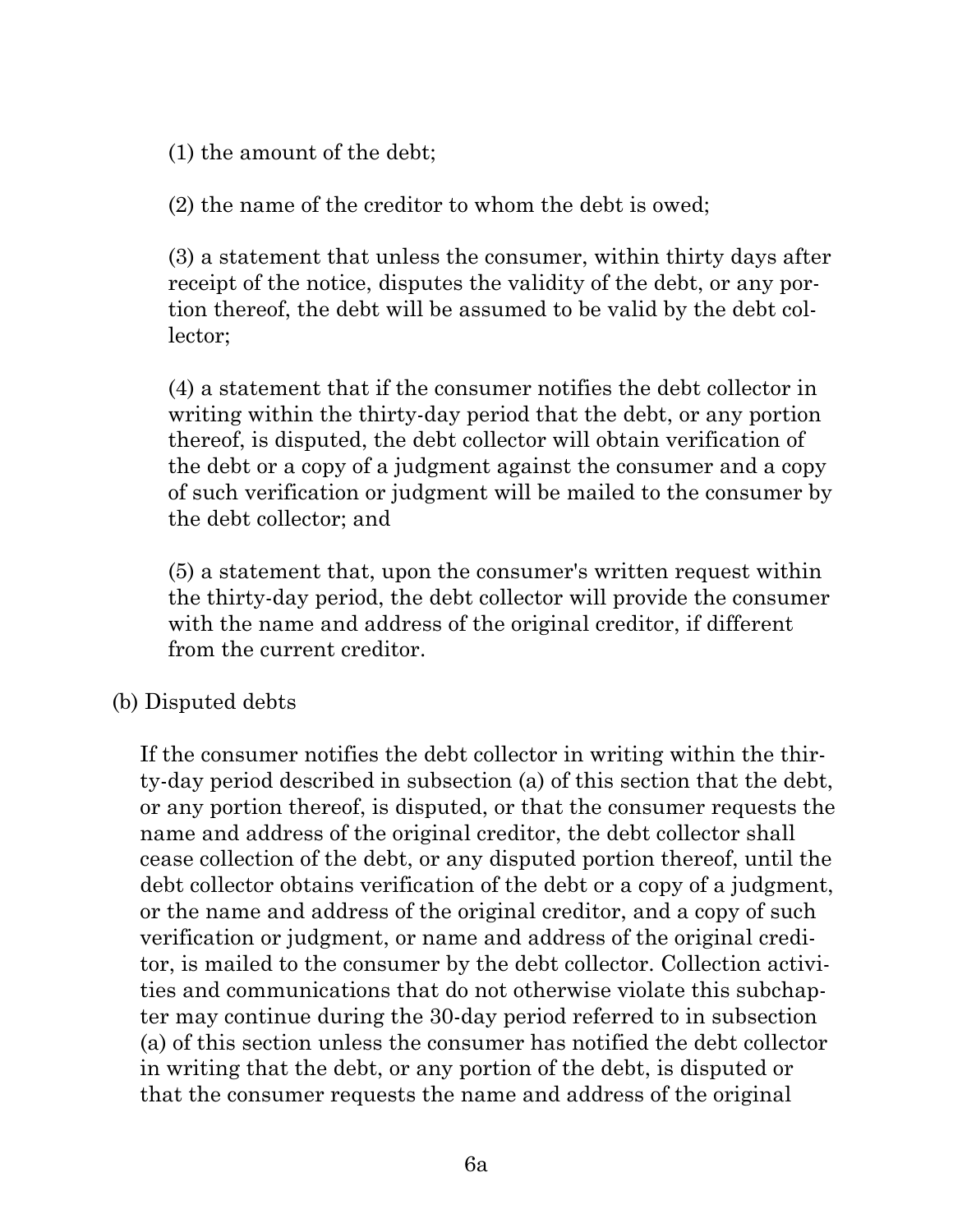(1) the amount of the debt;

(2) the name of the creditor to whom the debt is owed;

(3) a statement that unless the consumer, within thirty days after receipt of the notice, disputes the validity of the debt, or any portion thereof, the debt will be assumed to be valid by the debt collector;

(4) a statement that if the consumer notifies the debt collector in writing within the thirty-day period that the debt, or any portion thereof, is disputed, the debt collector will obtain verification of the debt or a copy of a judgment against the consumer and a copy of such verification or judgment will be mailed to the consumer by the debt collector; and

(5) a statement that, upon the consumer's written request within the thirty-day period, the debt collector will provide the consumer with the name and address of the original creditor, if different from the current creditor.

(b) Disputed debts

If the consumer notifies the debt collector in writing within the thirty-day period described in subsection (a) of this section that the debt, or any portion thereof, is disputed, or that the consumer requests the name and address of the original creditor, the debt collector shall cease collection of the debt, or any disputed portion thereof, until the debt collector obtains verification of the debt or a copy of a judgment, or the name and address of the original creditor, and a copy of such verification or judgment, or name and address of the original creditor, is mailed to the consumer by the debt collector. Collection activities and communications that do not otherwise violate this subchapter may continue during the 30-day period referred to in subsection (a) of this section unless the consumer has notified the debt collector in writing that the debt, or any portion of the debt, is disputed or that the consumer requests the name and address of the original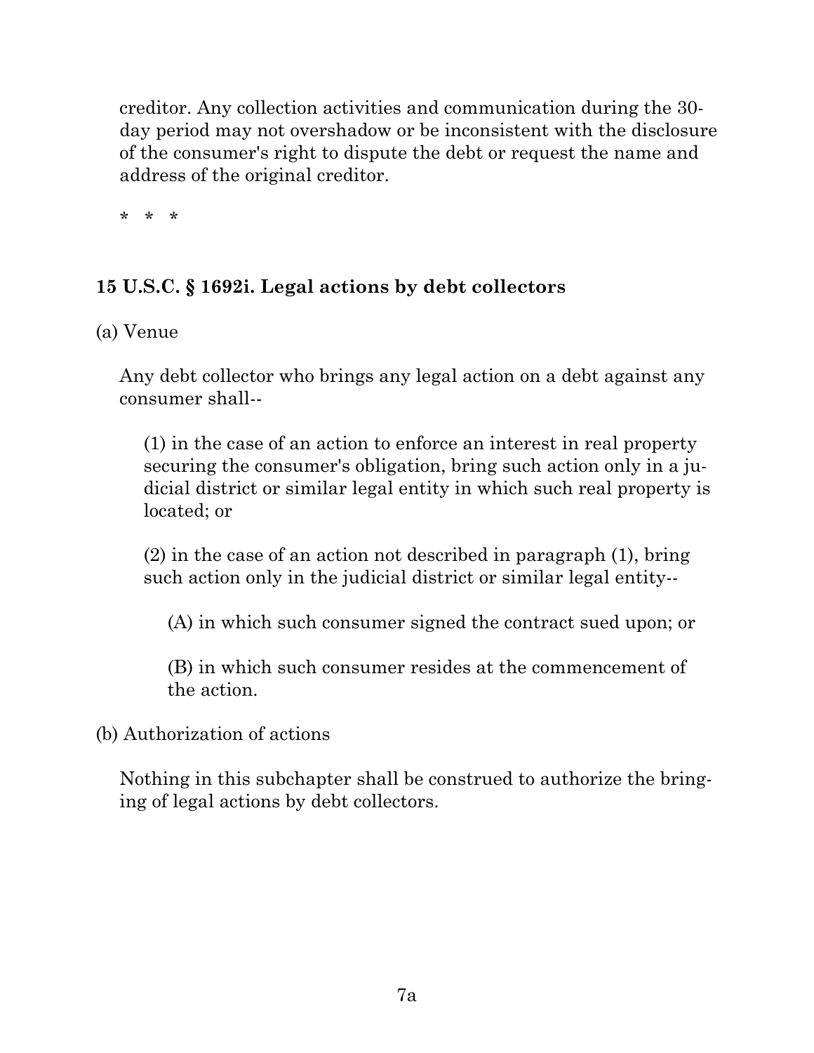creditor. Any collection activities and communication during the 30-day period may not overshadow or be inconsistent with the disclosure of the consumer's right to dispute the debt or request the name and address of the original creditor.

\* \* \*

**15 U.S.C. § 1692i. Legal actions by debt collectors**

(a) Venue

Any debt collector who brings any legal action on a debt against any consumer shall--

(1) in the case of an action to enforce an interest in real property securing the consumer's obligation, bring such action only in a judicial district or similar legal entity in which such real property is located; or

(2) in the case of an action not described in paragraph (1), bring such action only in the judicial district or similar legal entity--

(A) in which such consumer signed the contract sued upon; or

(B) in which such consumer resides at the commencement of the action.

(b) Authorization of actions

Nothing in this subchapter shall be construed to authorize the bringing of legal actions by debt collectors.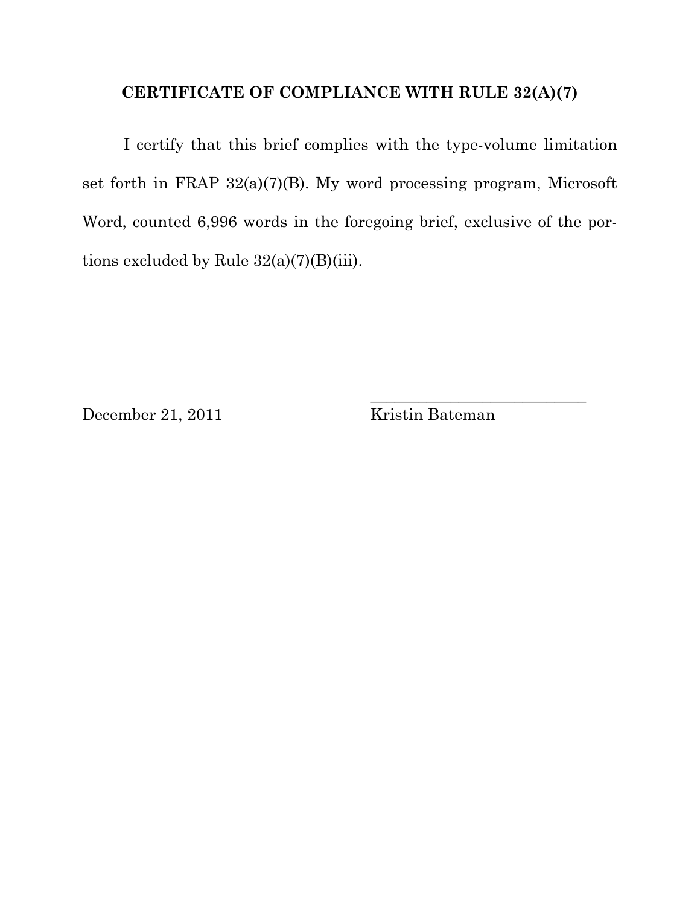## CERTIFICATE OF COMPLIANCE WITH RULE 32(A)(7)

I certify that this brief complies with the type-volume limitation set forth in FRAP 32(a)(7)(B). My word processing program, Microsoft Word, counted 6,996 words in the foregoing brief, exclusive of the portions excluded by Rule 32(a)(7)(B)(iii).

December 21, 2011

\_\_\_\_\_\_\_\_\_\_\_\_\_\_\_\_\_\_\_\_\_\_\_\_\_\_\_\_

Kristin Bateman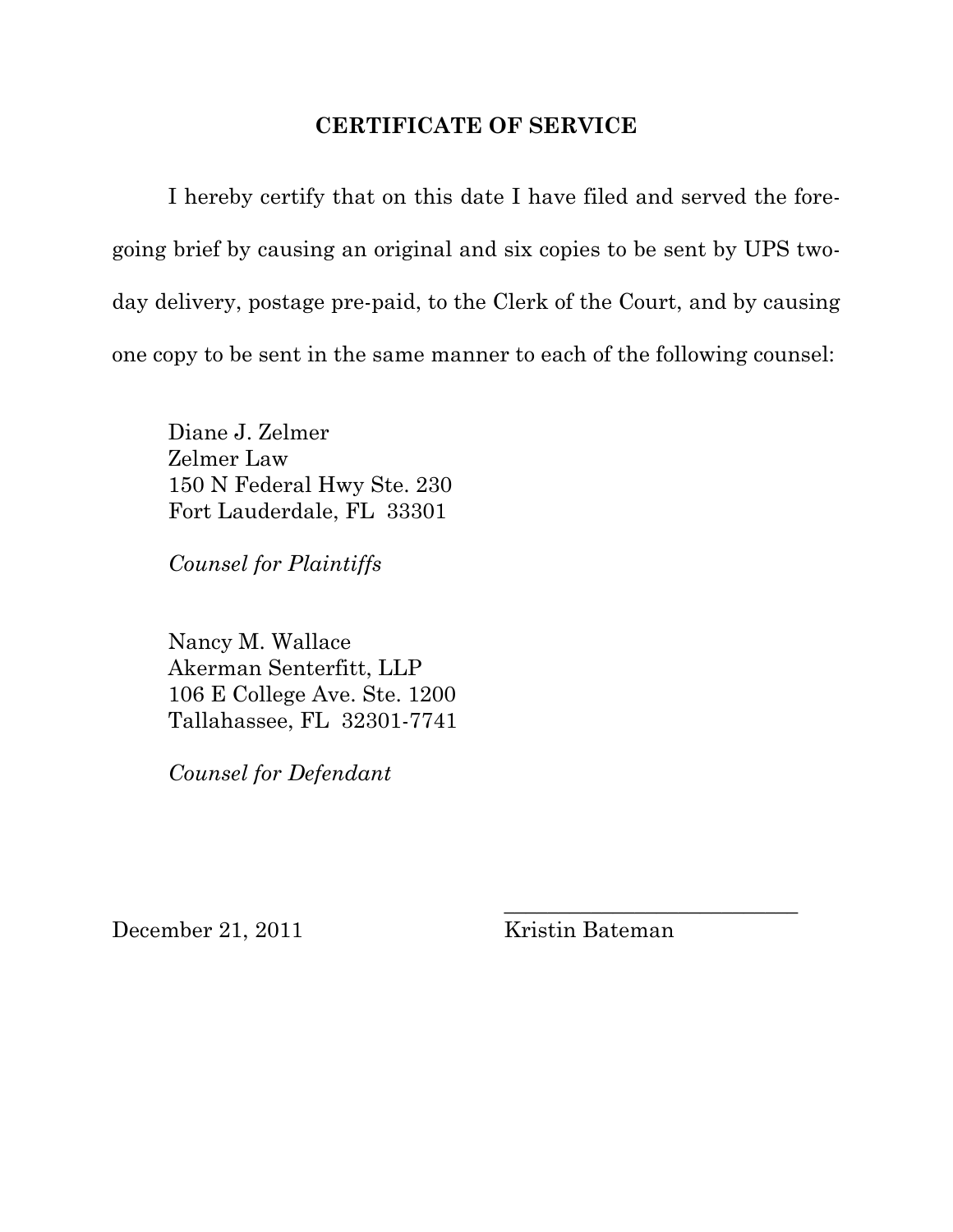## CERTIFICATE OF SERVICE

I hereby certify that on this date I have filed and served the foregoing brief by causing an original and six copies to be sent by UPS two-day delivery, postage pre-paid, to the Clerk of the Court, and by causing one copy to be sent in the same manner to each of the following counsel:

Diane J. Zelmer
Zelmer Law
150 N Federal Hwy Ste. 230
Fort Lauderdale, FL 33301

*Counsel for Plaintiffs*

Nancy M. Wallace
Akerman Senterfitt, LLP
106 E College Ave. Ste. 1200
Tallahassee, FL 32301-7741

*Counsel for Defendant*

December 21, 2011

\_\_\_\_\_\_\_\_\_\_\_\_\_\_\_\_\_\_\_\_\_\_\_\_\_\_\_\_
Kristin Bateman